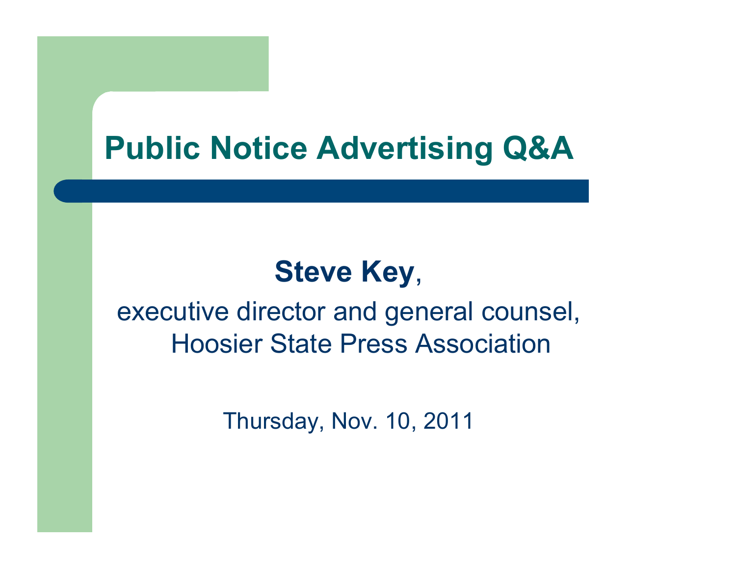# Public Notice Advertising Q&A

**Steve Key**,

executive director and general counsel, Hoosier State Press Association

Thursday, Nov. 10, 2011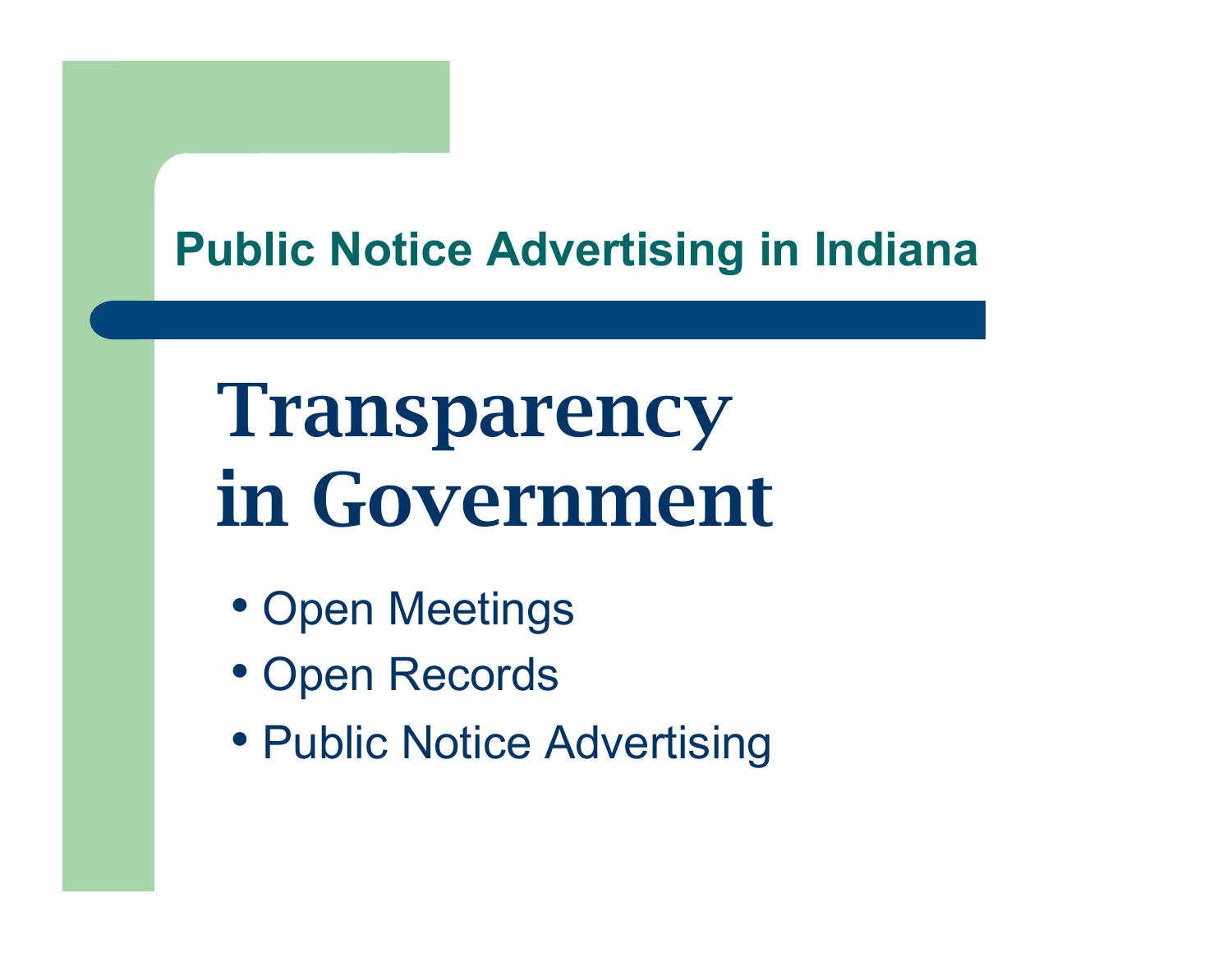## Public Notice Advertising in Indiana

# Transparency in Government

- Open Meetings
- Open Records
- Public Notice Advertising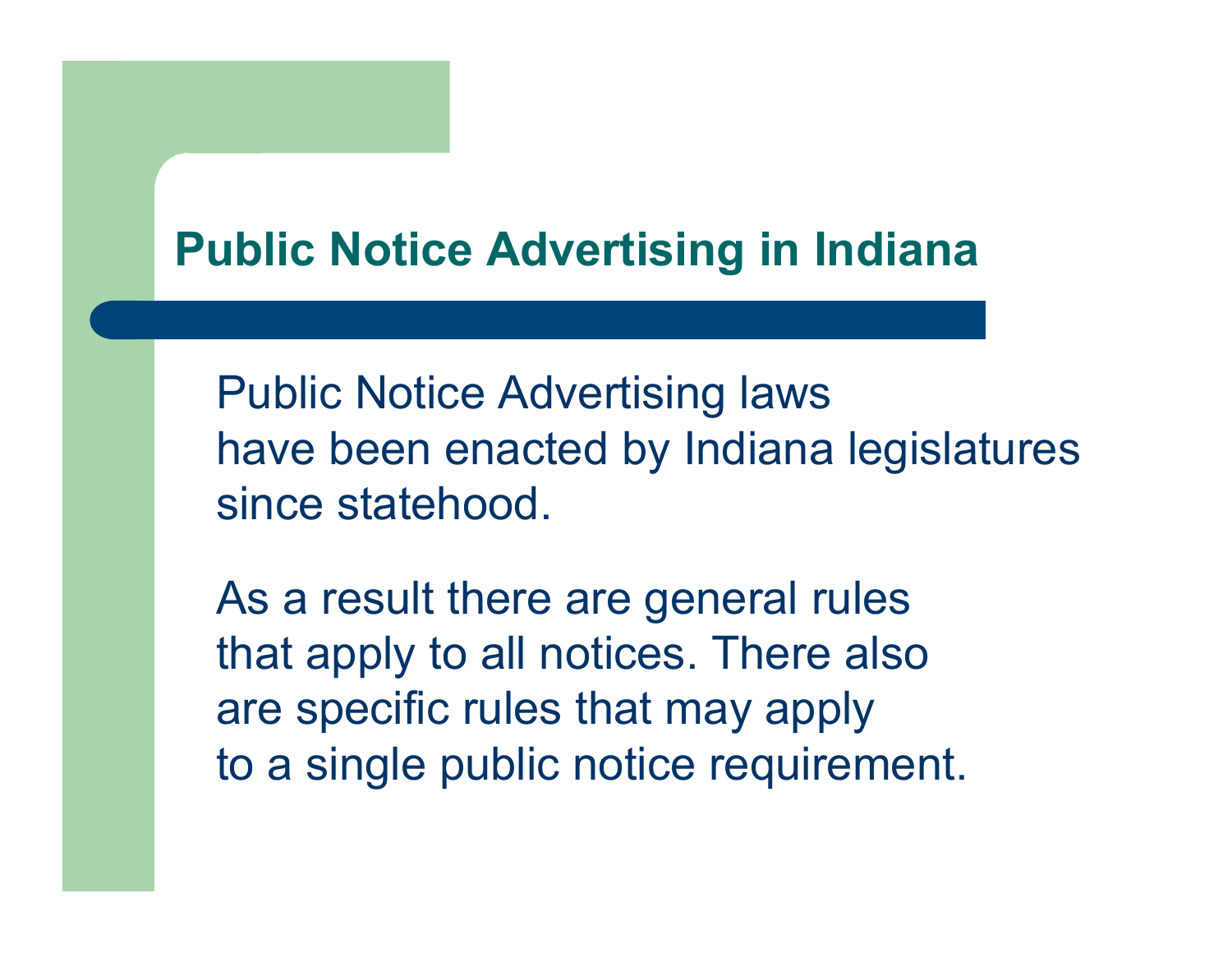# Public Notice Advertising in Indiana

Public Notice Advertising laws have been enacted by Indiana legislatures since statehood.

As a result there are general rules that apply to all notices. There also are specific rules that may apply to a single public notice requirement.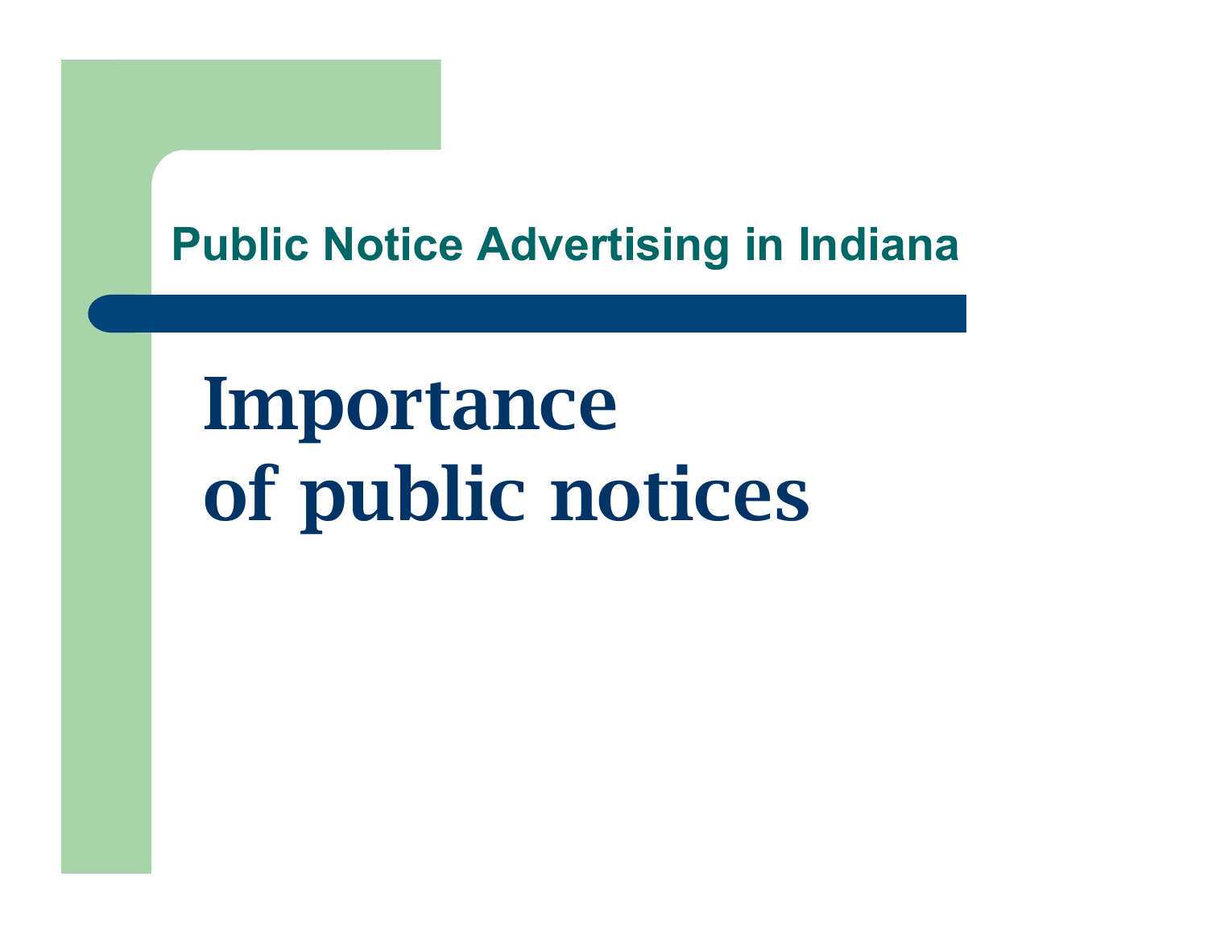# Importance of public notices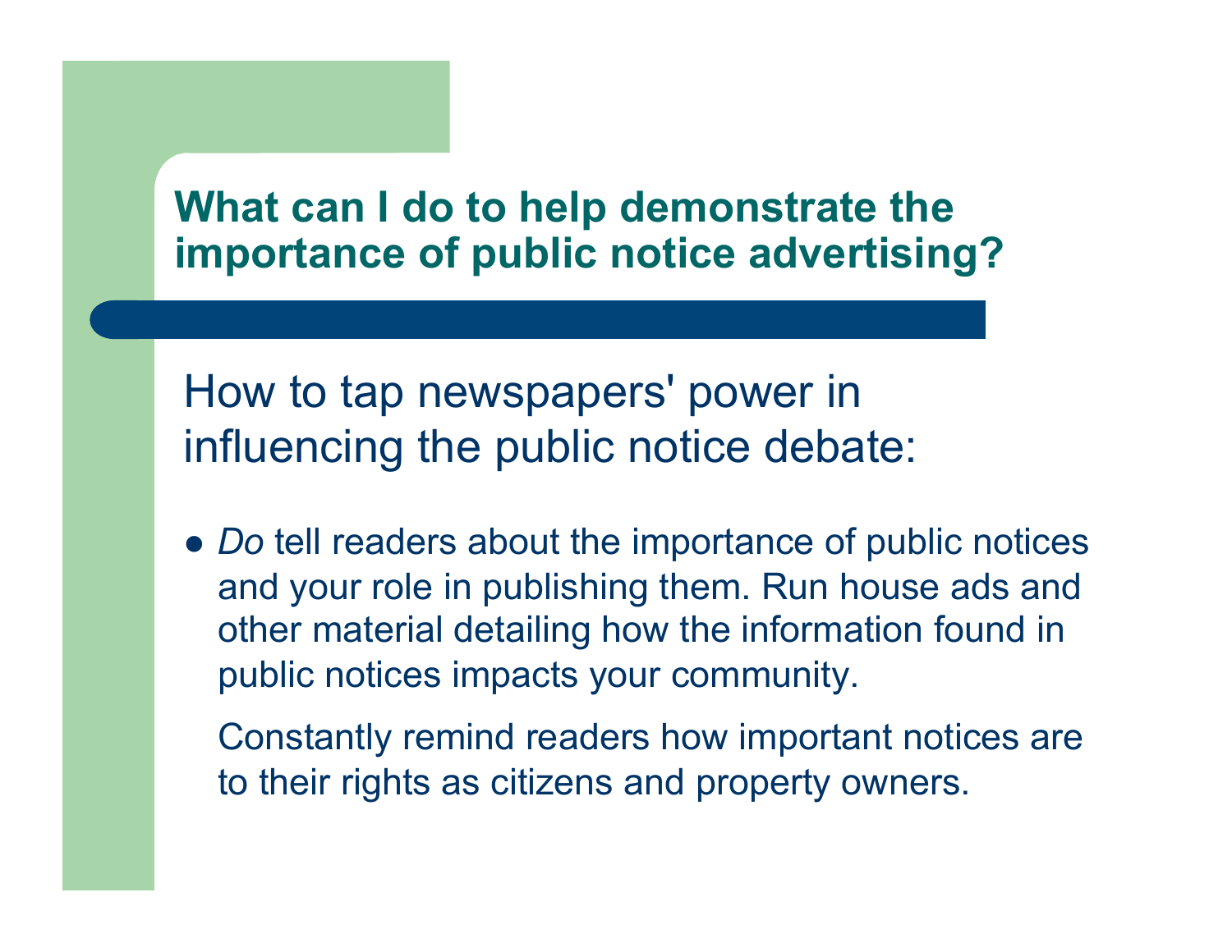## What can I do to help demonstrate the importance of public notice advertising?

How to tap newspapers' power in influencing the public notice debate:

- *Do* tell readers about the importance of public notices and your role in publishing them. Run house ads and other material detailing how the information found in public notices impacts your community.

  Constantly remind readers how important notices are to their rights as citizens and property owners.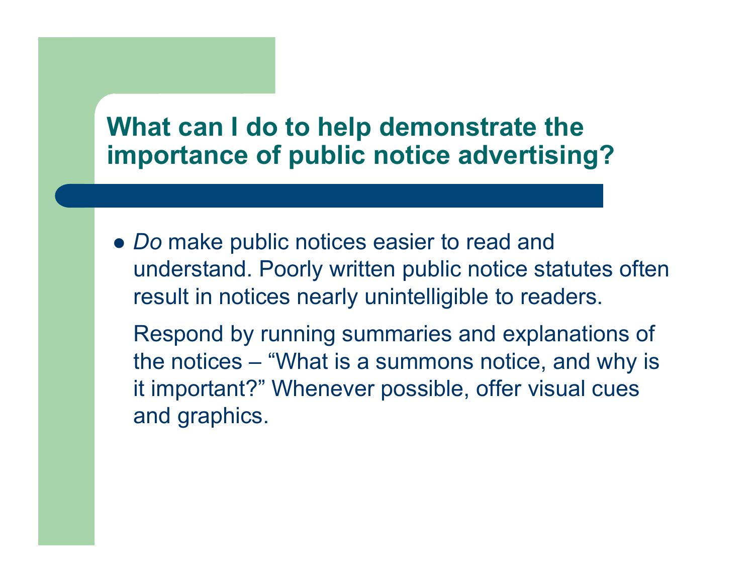## What can I do to help demonstrate the importance of public notice advertising?

- *Do* make public notices easier to read and understand. Poorly written public notice statutes often result in notices nearly unintelligible to readers.

  Respond by running summaries and explanations of the notices – "What is a summons notice, and why is it important?" Whenever possible, offer visual cues and graphics.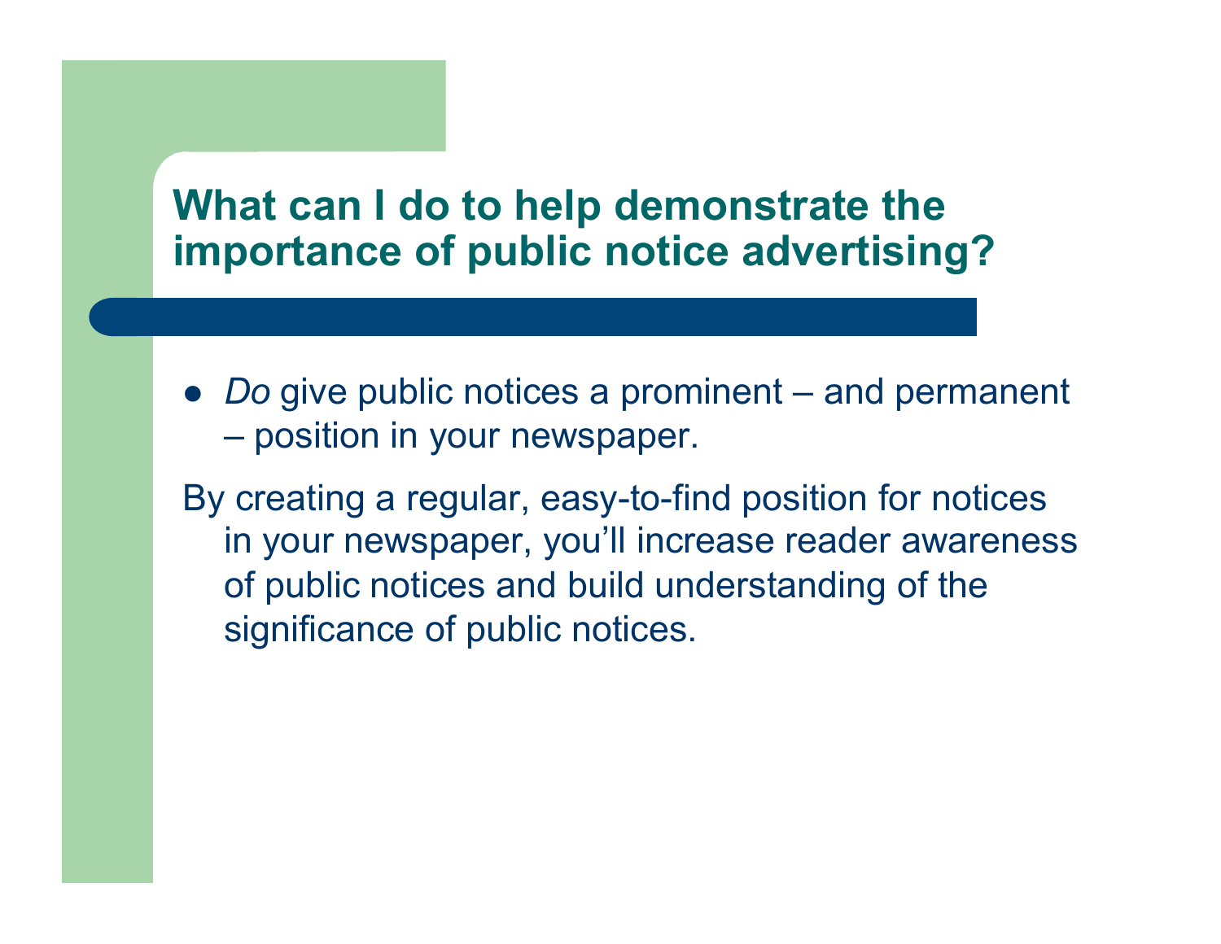## What can I do to help demonstrate the importance of public notice advertising?

- *Do* give public notices a prominent – and permanent – position in your newspaper.

By creating a regular, easy-to-find position for notices in your newspaper, you'll increase reader awareness of public notices and build understanding of the significance of public notices.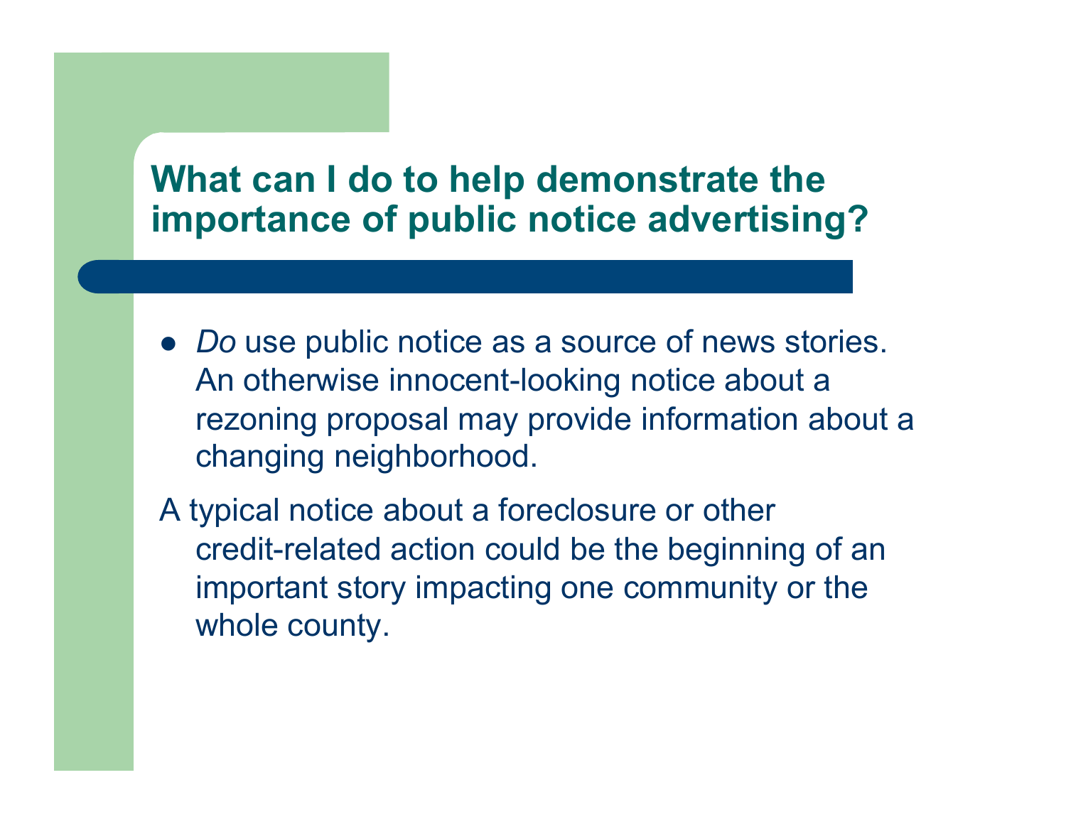## What can I do to help demonstrate the importance of public notice advertising?

- *Do* use public notice as a source of news stories. An otherwise innocent-looking notice about a rezoning proposal may provide information about a changing neighborhood.

A typical notice about a foreclosure or other credit-related action could be the beginning of an important story impacting one community or the whole county.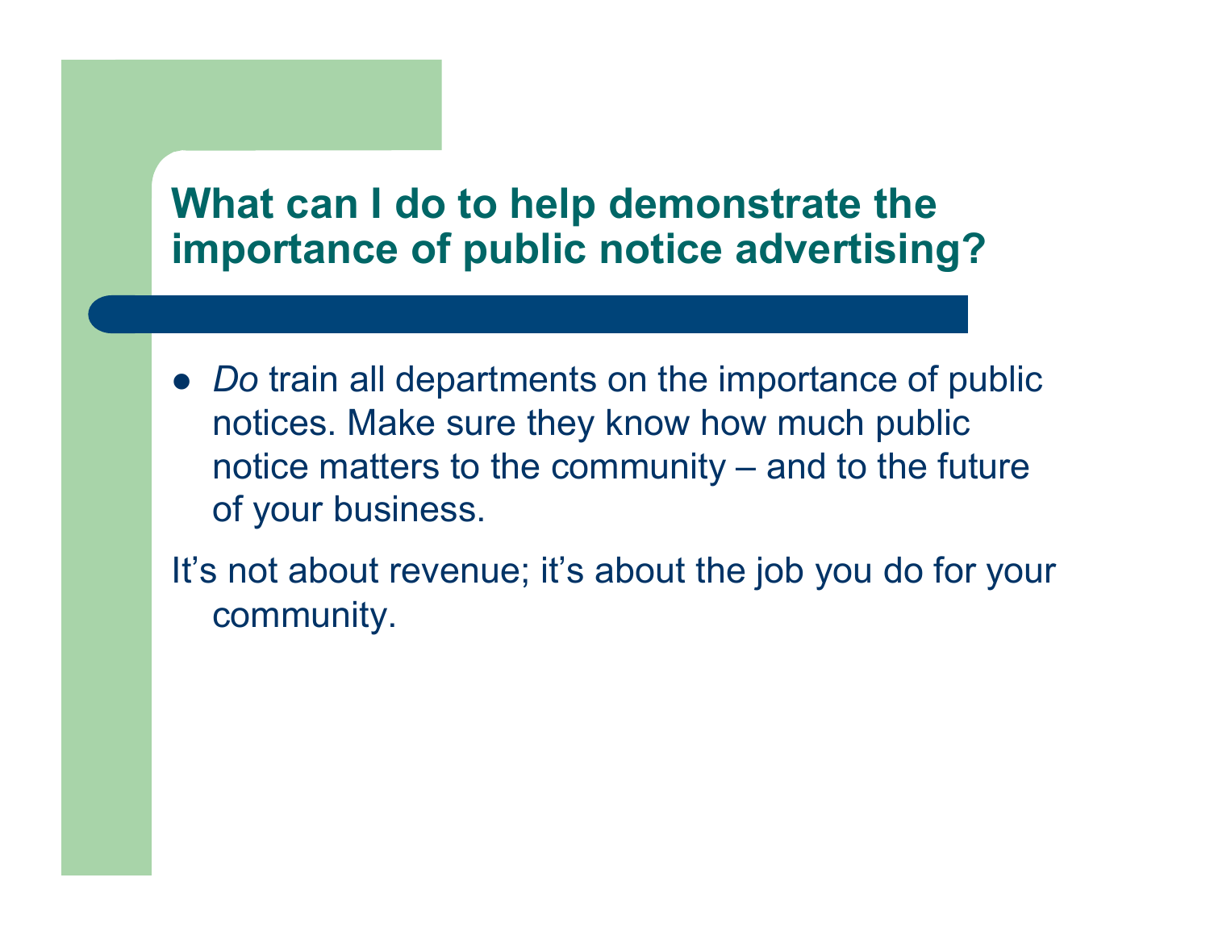## What can I do to help demonstrate the importance of public notice advertising?

- *Do* train all departments on the importance of public notices. Make sure they know how much public notice matters to the community – and to the future of your business.

It's not about revenue; it's about the job you do for your community.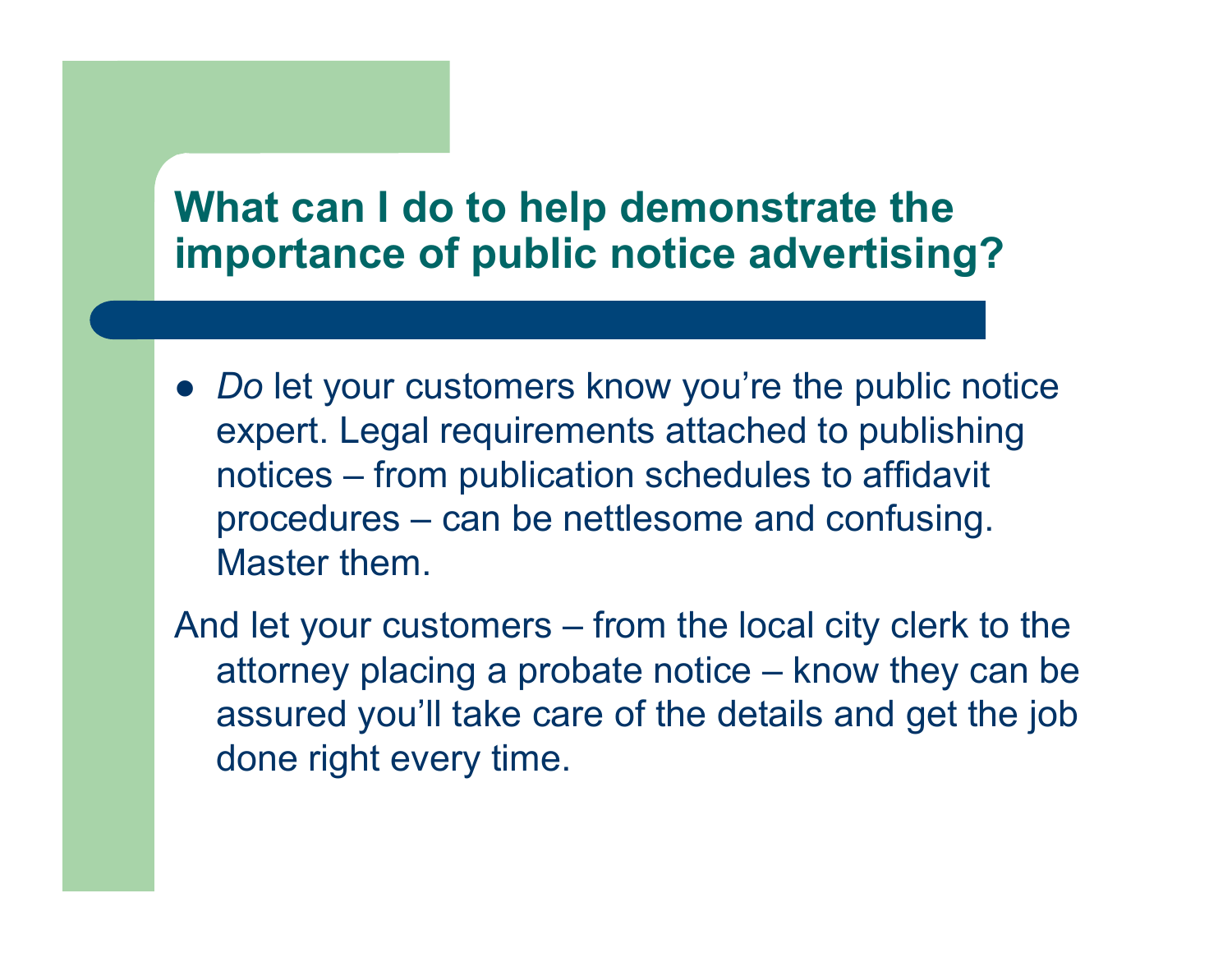## What can I do to help demonstrate the importance of public notice advertising?

- *Do* let your customers know you're the public notice expert. Legal requirements attached to publishing notices – from publication schedules to affidavit procedures – can be nettlesome and confusing. Master them.

And let your customers – from the local city clerk to the attorney placing a probate notice – know they can be assured you'll take care of the details and get the job done right every time.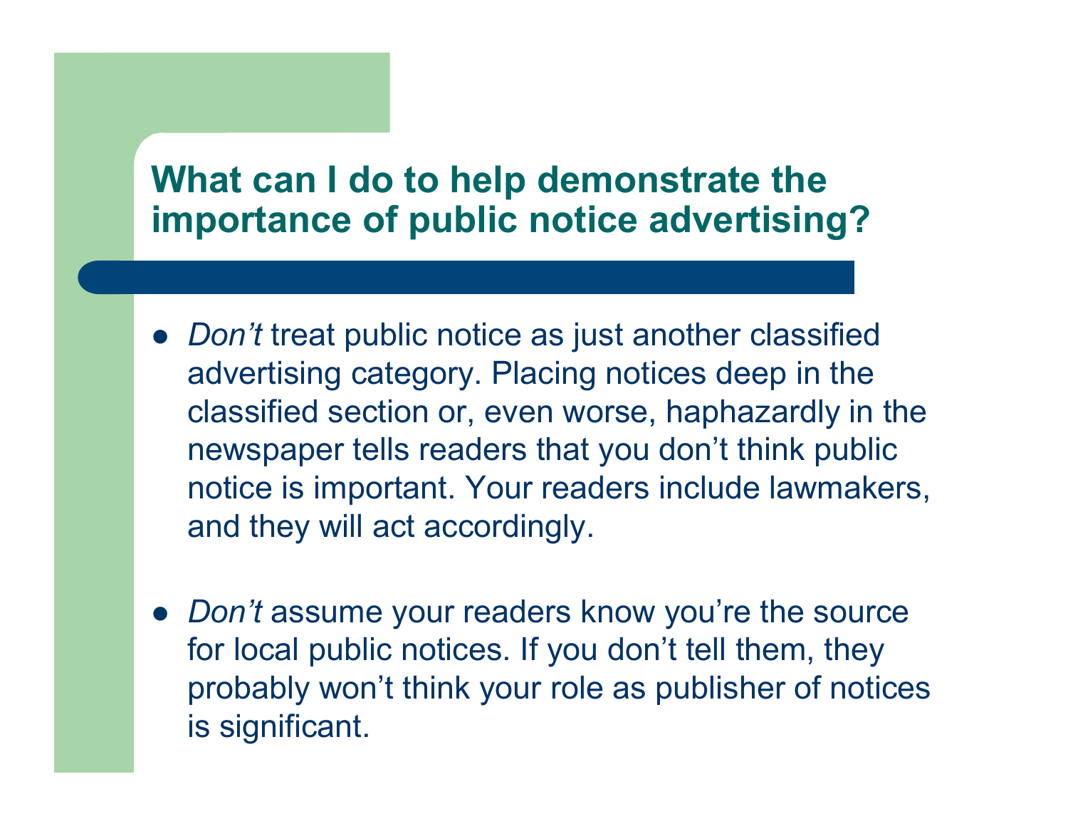# What can I do to help demonstrate the importance of public notice advertising?

- *Don't* treat public notice as just another classified advertising category. Placing notices deep in the classified section or, even worse, haphazardly in the newspaper tells readers that you don't think public notice is important. Your readers include lawmakers, and they will act accordingly.

- *Don't* assume your readers know you're the source for local public notices. If you don't tell them, they probably won't think your role as publisher of notices is significant.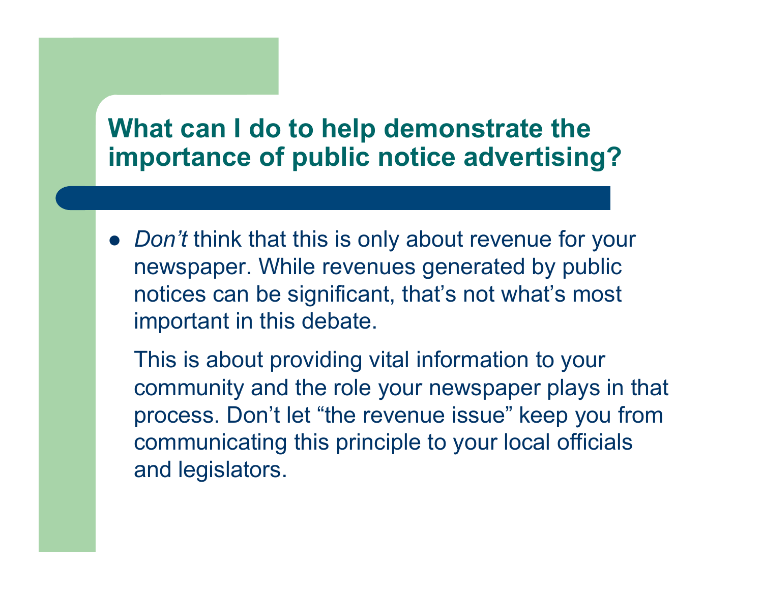## What can I do to help demonstrate the importance of public notice advertising?

- *Don't* think that this is only about revenue for your newspaper. While revenues generated by public notices can be significant, that's not what's most important in this debate.

  This is about providing vital information to your community and the role your newspaper plays in that process. Don't let "the revenue issue" keep you from communicating this principle to your local officials and legislators.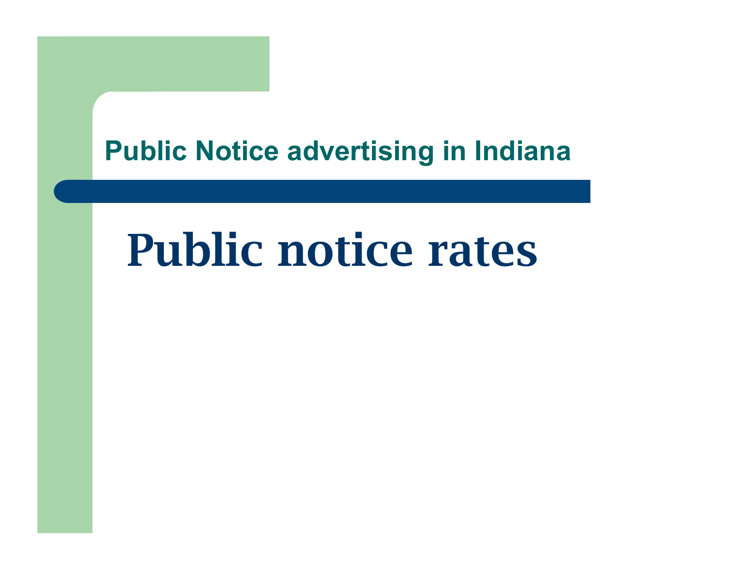Public Notice advertising in Indiana

# Public notice rates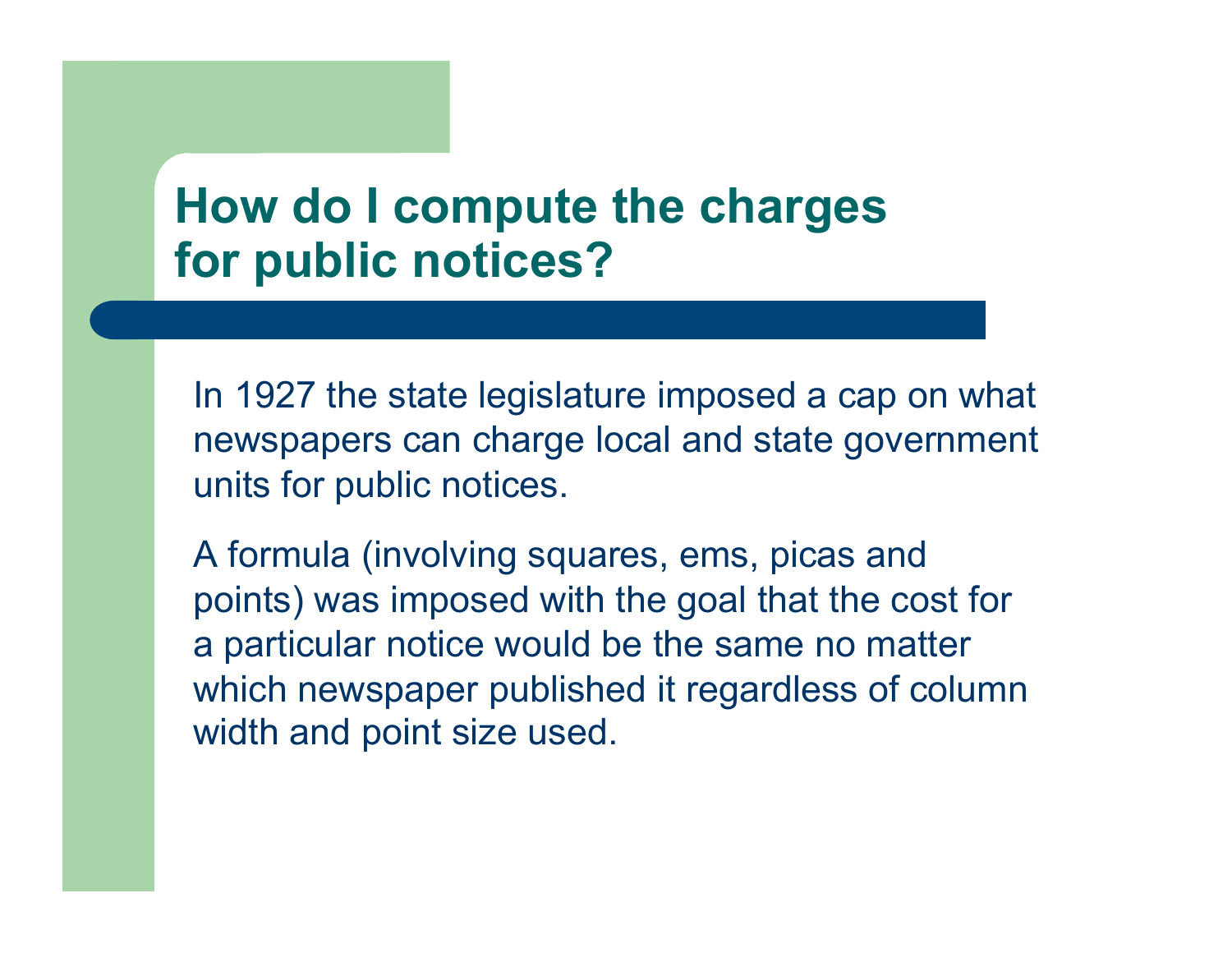# How do I compute the charges for public notices?

In 1927 the state legislature imposed a cap on what newspapers can charge local and state government units for public notices.

A formula (involving squares, ems, picas and points) was imposed with the goal that the cost for a particular notice would be the same no matter which newspaper published it regardless of column width and point size used.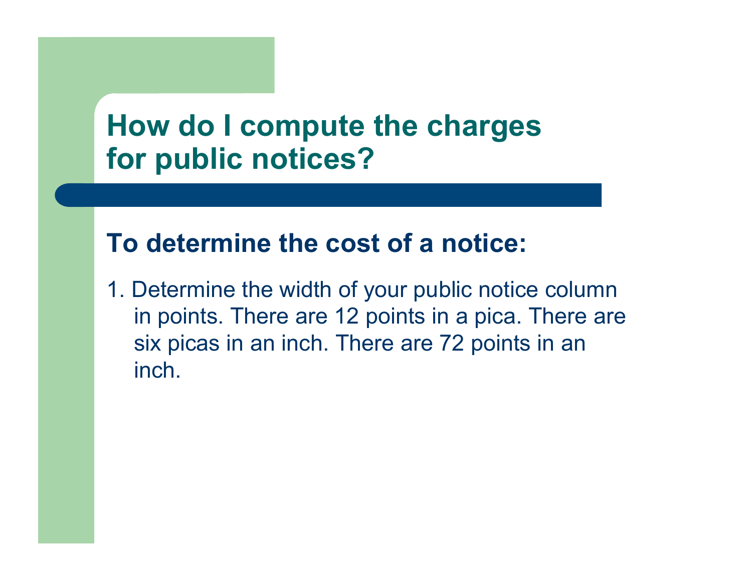# How do I compute the charges for public notices?

## To determine the cost of a notice:

1. Determine the width of your public notice column in points. There are 12 points in a pica. There are six picas in an inch. There are 72 points in an inch.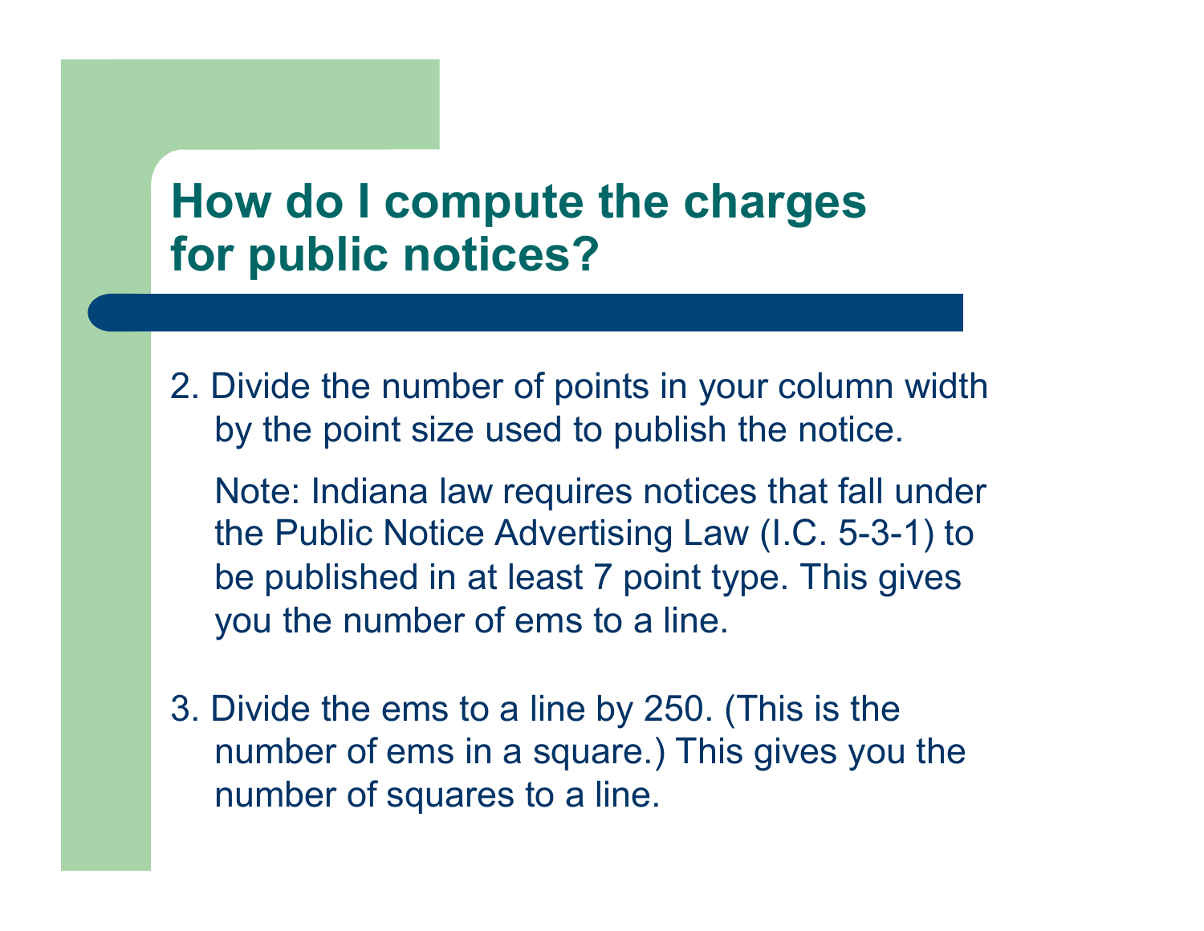# How do I compute the charges for public notices?

2. Divide the number of points in your column width by the point size used to publish the notice.

   Note: Indiana law requires notices that fall under the Public Notice Advertising Law (I.C. 5-3-1) to be published in at least 7 point type. This gives you the number of ems to a line.

3. Divide the ems to a line by 250. (This is the number of ems in a square.) This gives you the number of squares to a line.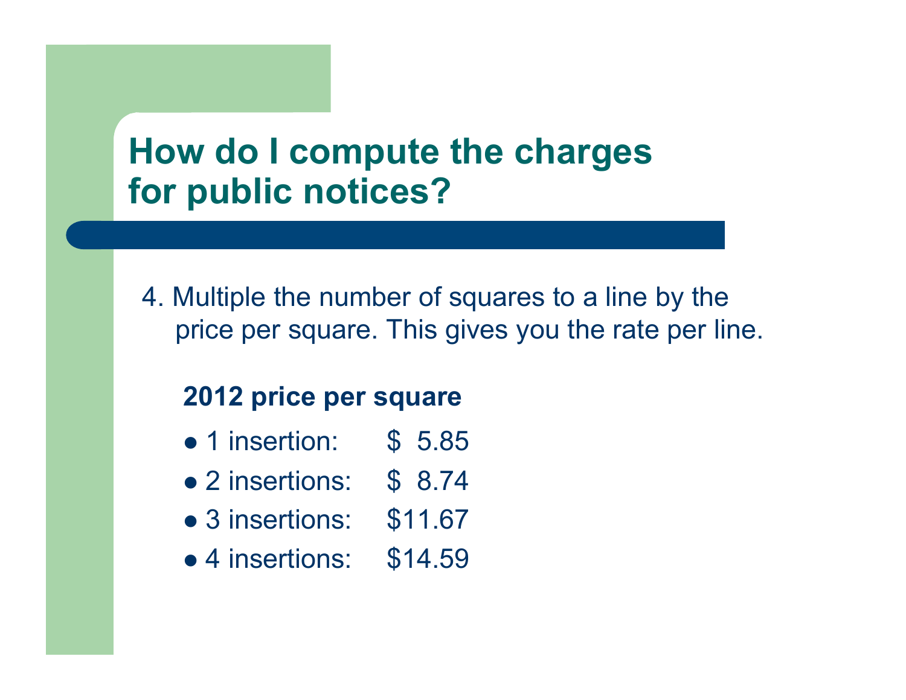# How do I compute the charges for public notices?

4. Multiple the number of squares to a line by the price per square. This gives you the rate per line.

**2012 price per square**

- 1 insertion: $ 5.85
- 2 insertions: $ 8.74
- 3 insertions: $11.67
- 4 insertions: $14.59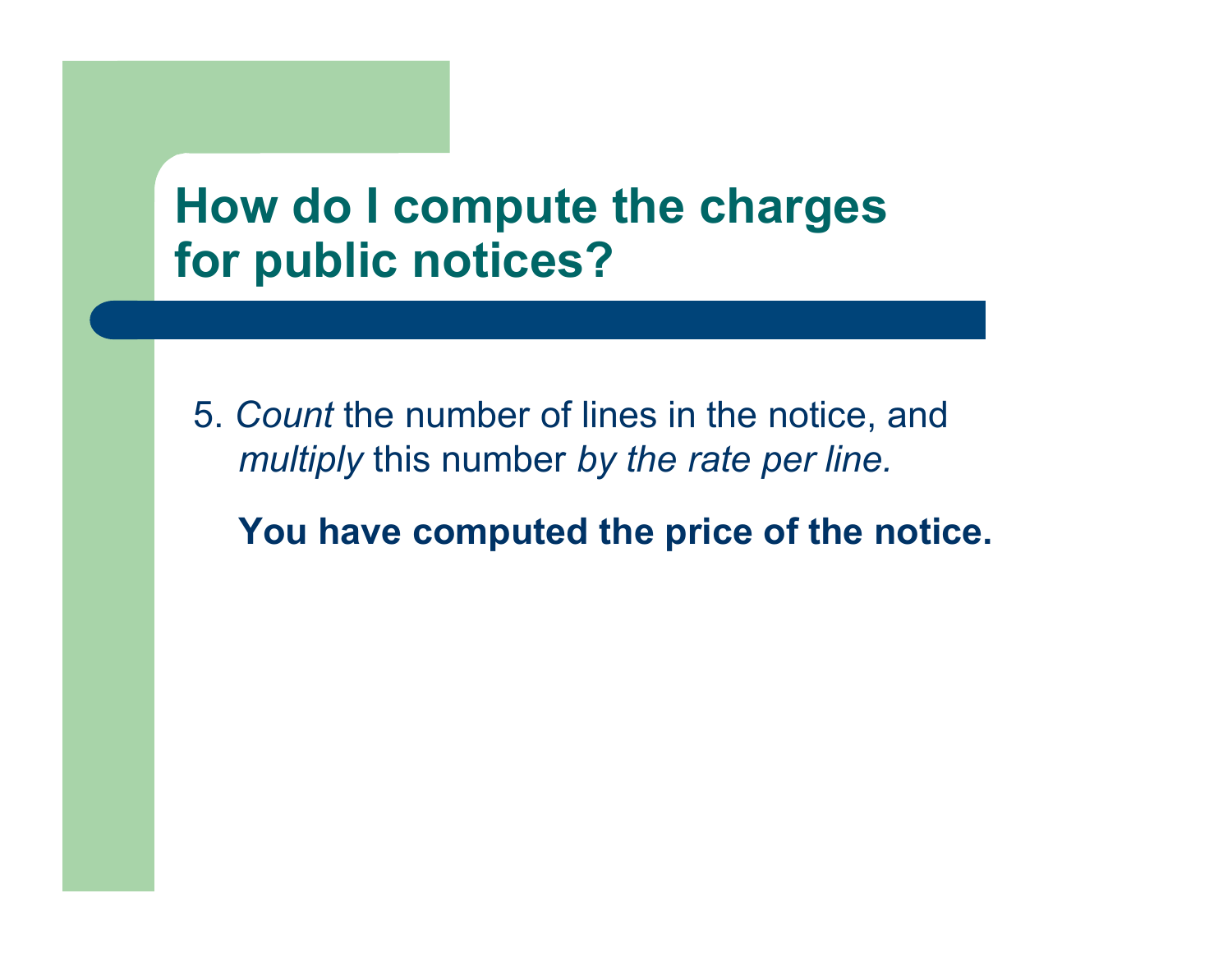# How do I compute the charges for public notices?

5. *Count* the number of lines in the notice, and *multiply* this number *by the rate per line.*

   **You have computed the price of the notice.**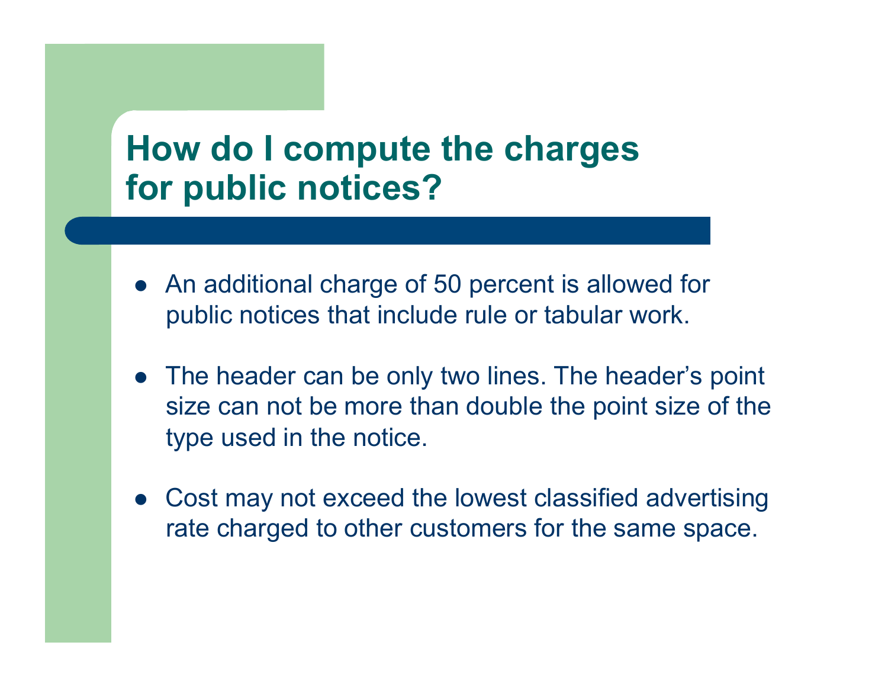# How do I compute the charges for public notices?

- An additional charge of 50 percent is allowed for public notices that include rule or tabular work.
- The header can be only two lines. The header's point size can not be more than double the point size of the type used in the notice.
- Cost may not exceed the lowest classified advertising rate charged to other customers for the same space.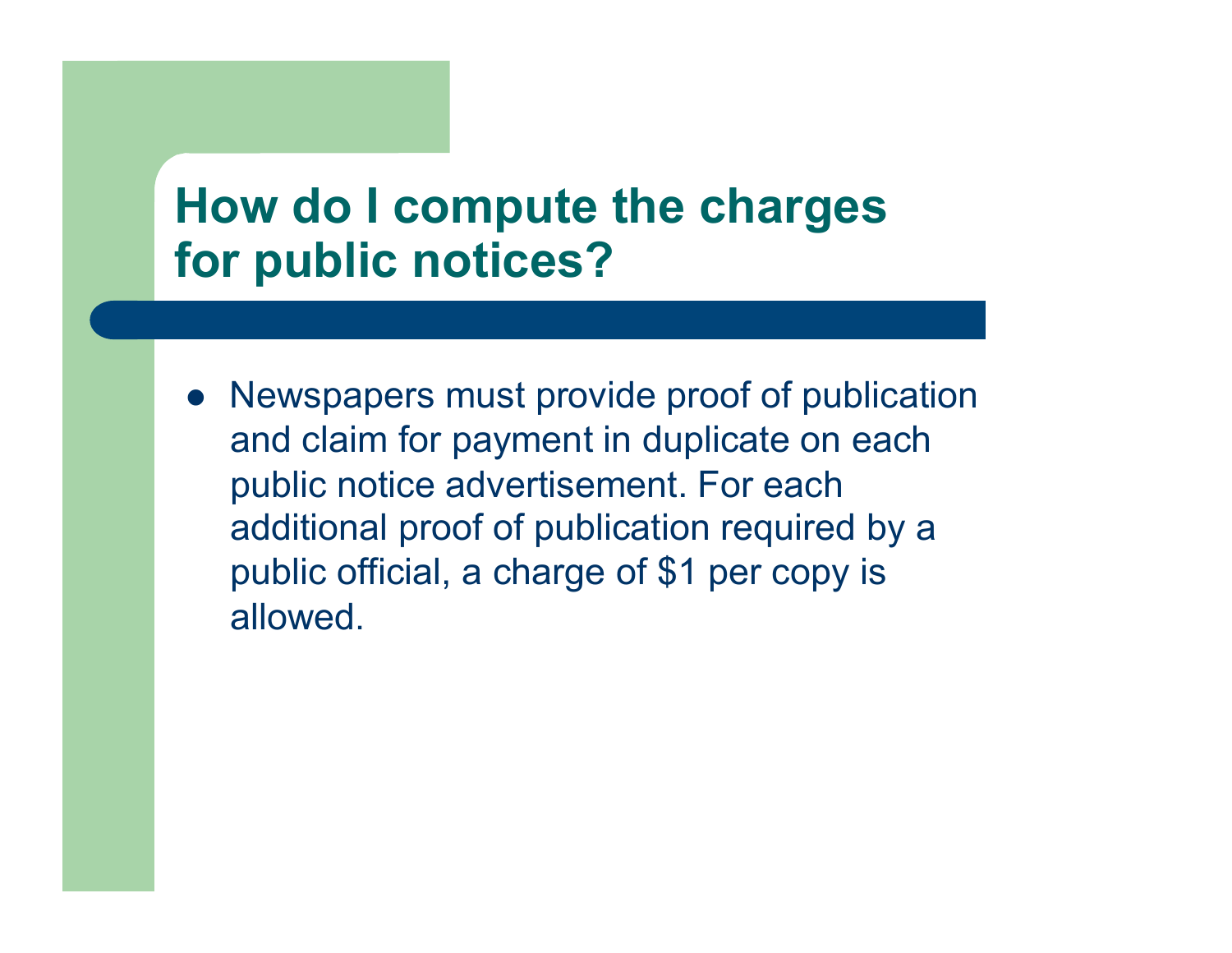## How do I compute the charges for public notices?

- Newspapers must provide proof of publication and claim for payment in duplicate on each public notice advertisement. For each additional proof of publication required by a public official, a charge of $1 per copy is allowed.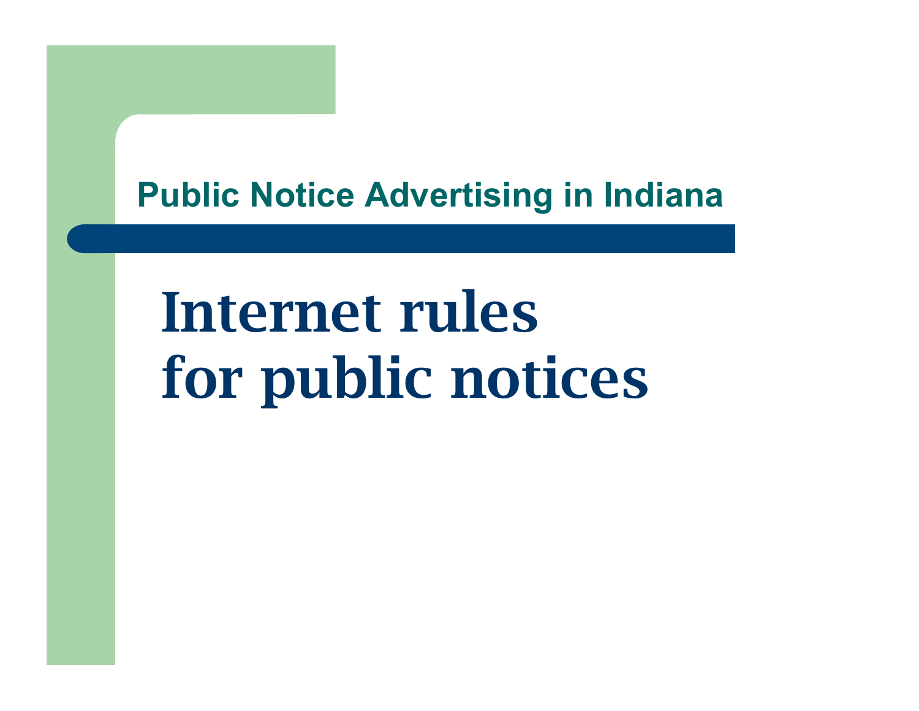Public Notice Advertising in Indiana

# Internet rules for public notices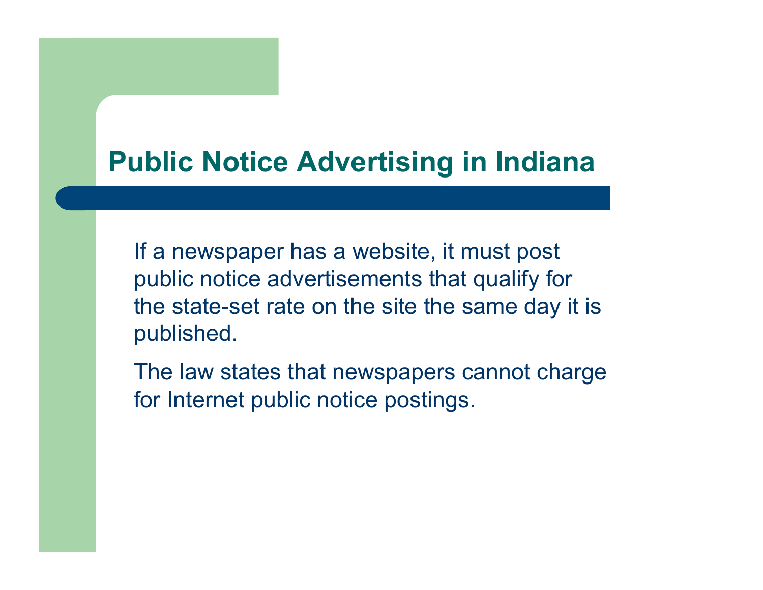# Public Notice Advertising in Indiana

If a newspaper has a website, it must post public notice advertisements that qualify for the state-set rate on the site the same day it is published.

The law states that newspapers cannot charge for Internet public notice postings.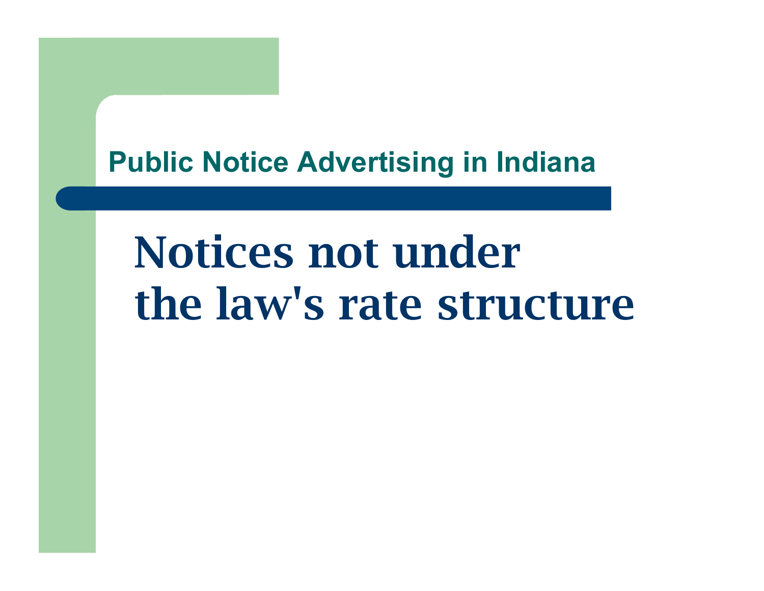Public Notice Advertising in Indiana

# Notices not under the law's rate structure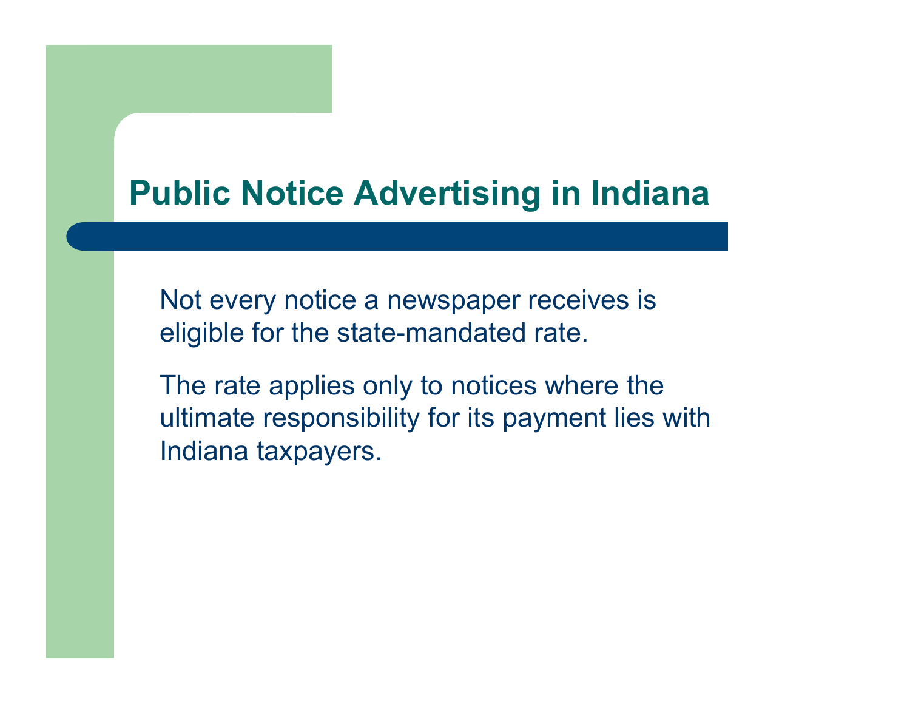# Public Notice Advertising in Indiana

Not every notice a newspaper receives is eligible for the state-mandated rate.

The rate applies only to notices where the ultimate responsibility for its payment lies with Indiana taxpayers.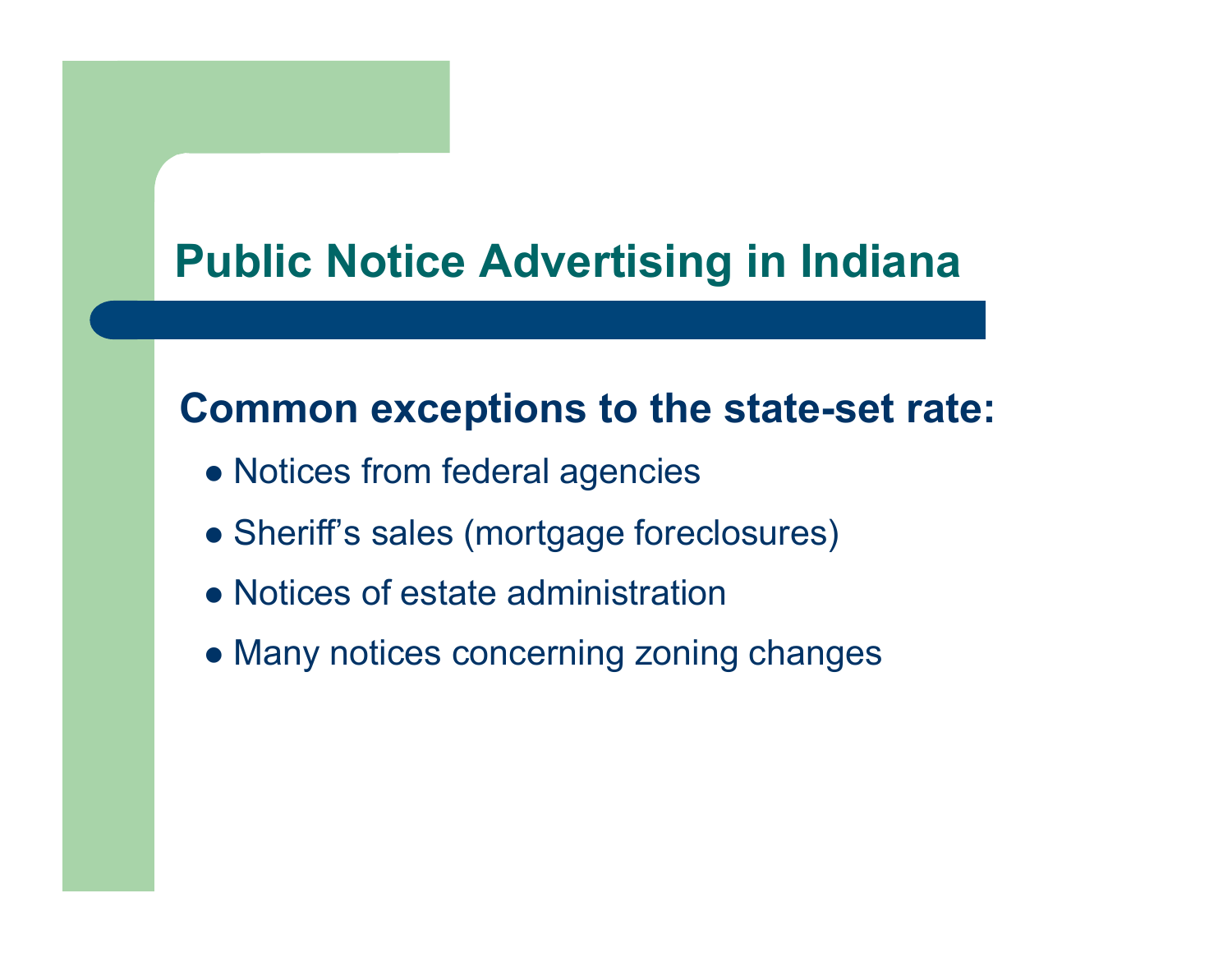# Public Notice Advertising in Indiana

## Common exceptions to the state-set rate:

- Notices from federal agencies
- Sheriff’s sales (mortgage foreclosures)
- Notices of estate administration
- Many notices concerning zoning changes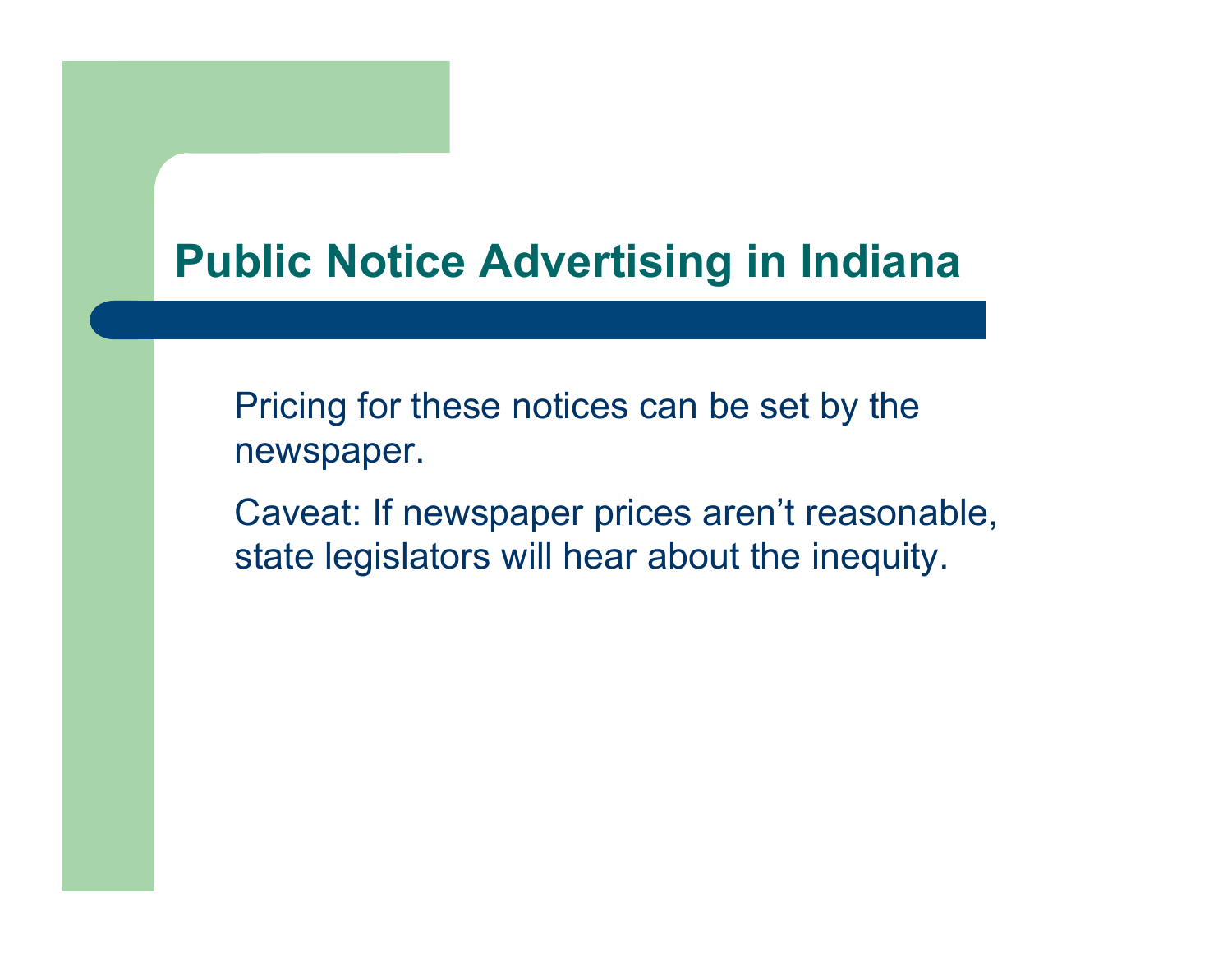# Public Notice Advertising in Indiana

Pricing for these notices can be set by the newspaper.

Caveat: If newspaper prices aren’t reasonable, state legislators will hear about the inequity.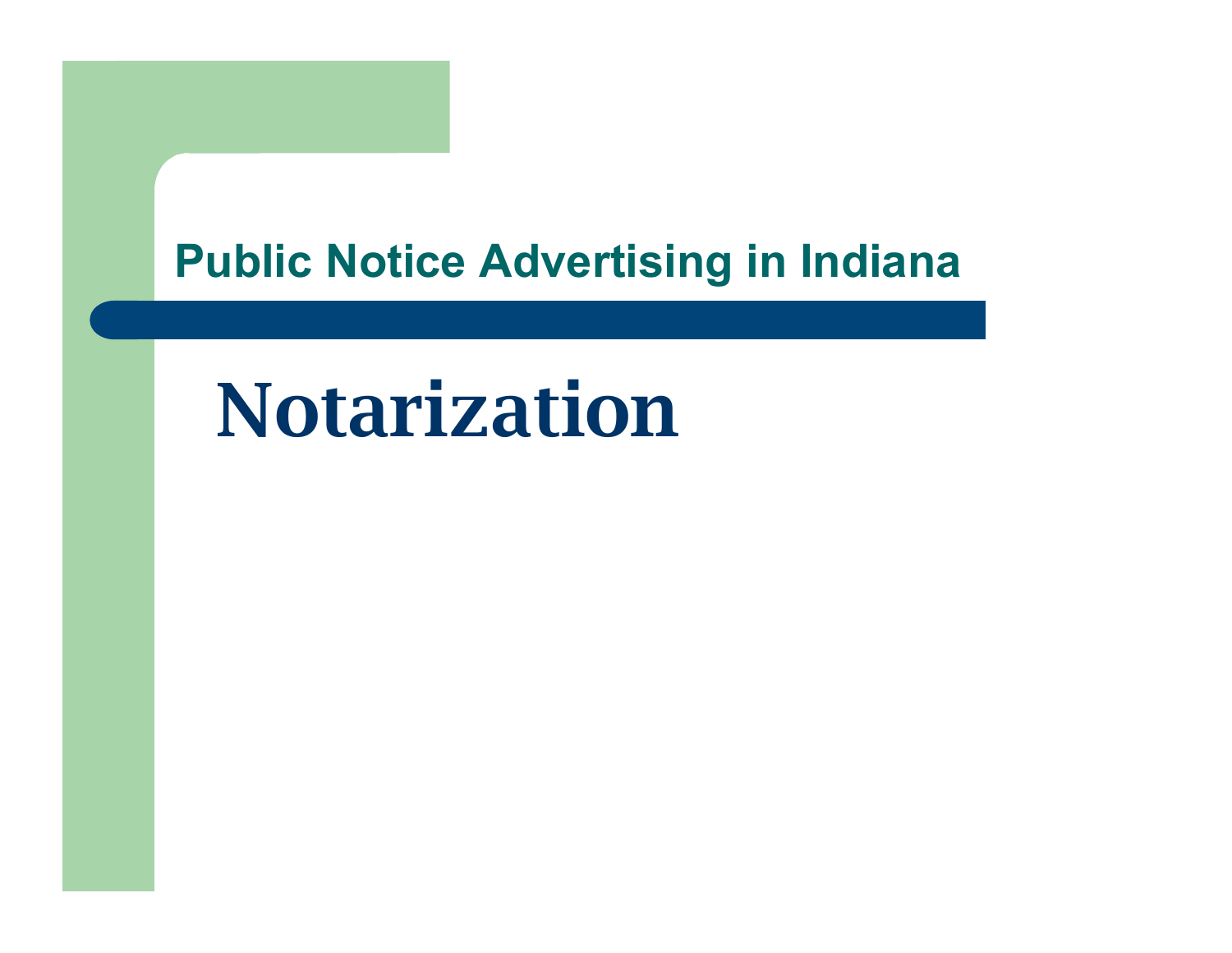Public Notice Advertising in Indiana

# Notarization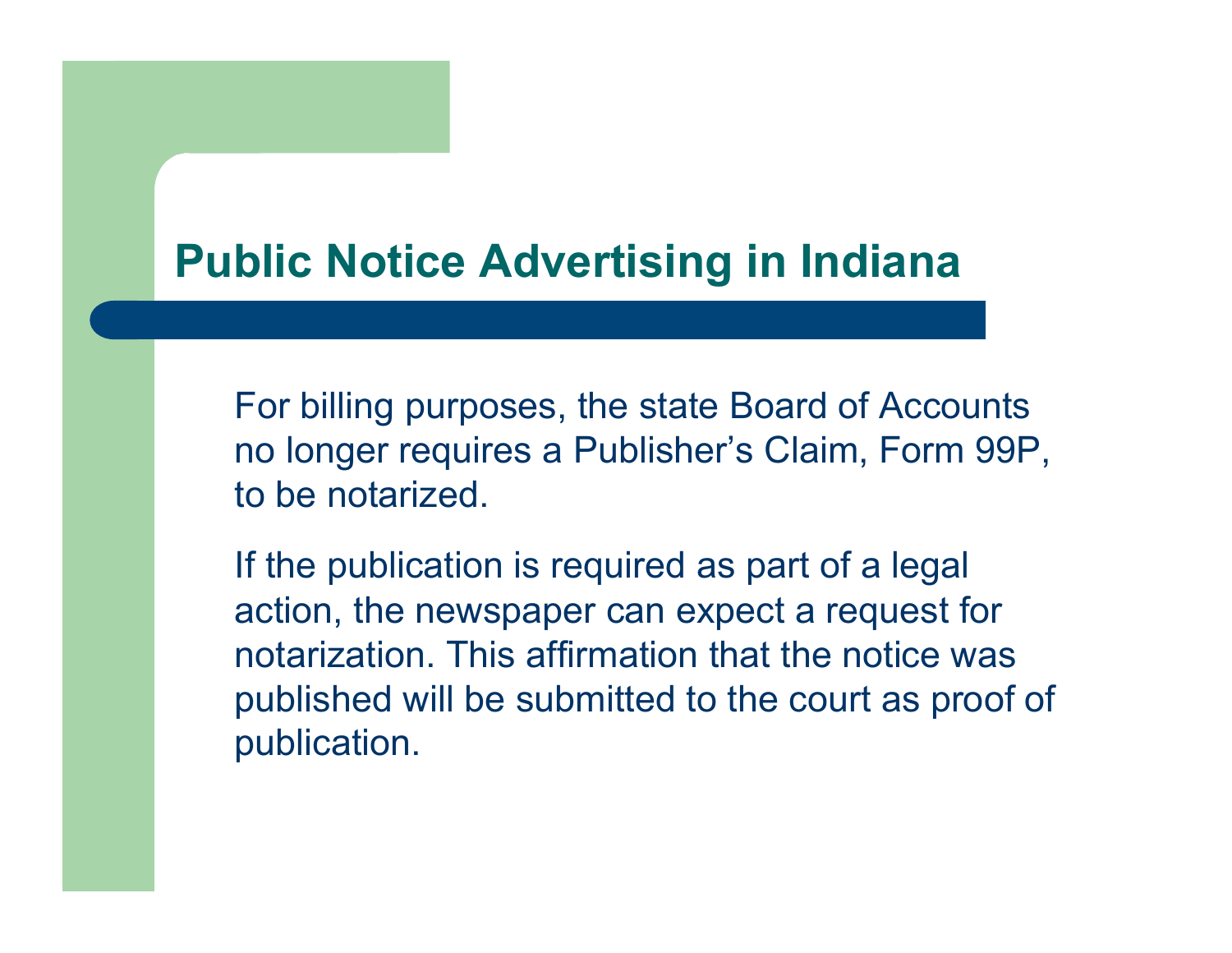# Public Notice Advertising in Indiana

For billing purposes, the state Board of Accounts no longer requires a Publisher's Claim, Form 99P, to be notarized.

If the publication is required as part of a legal action, the newspaper can expect a request for notarization. This affirmation that the notice was published will be submitted to the court as proof of publication.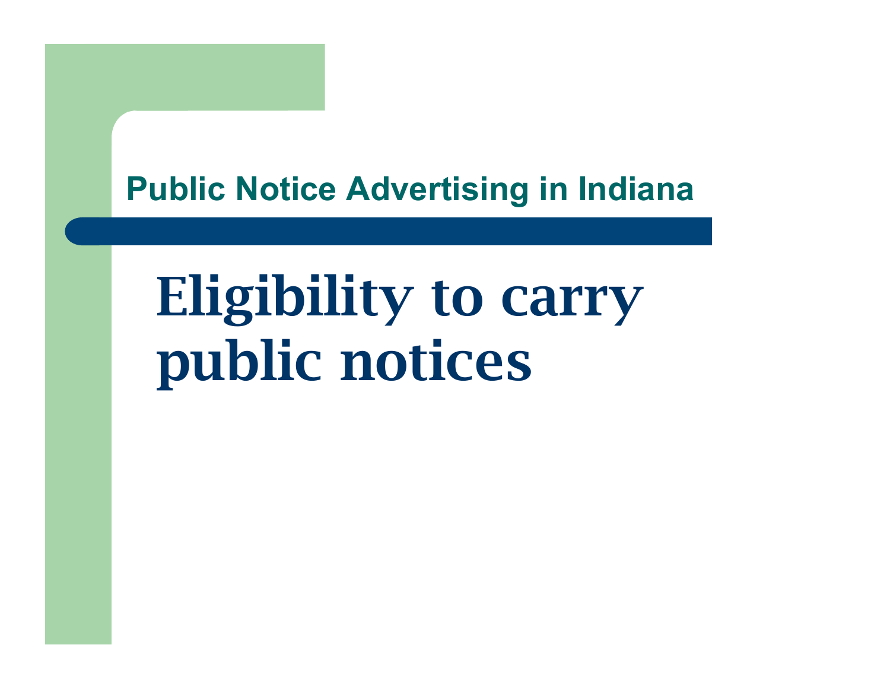# Eligibility to carry public notices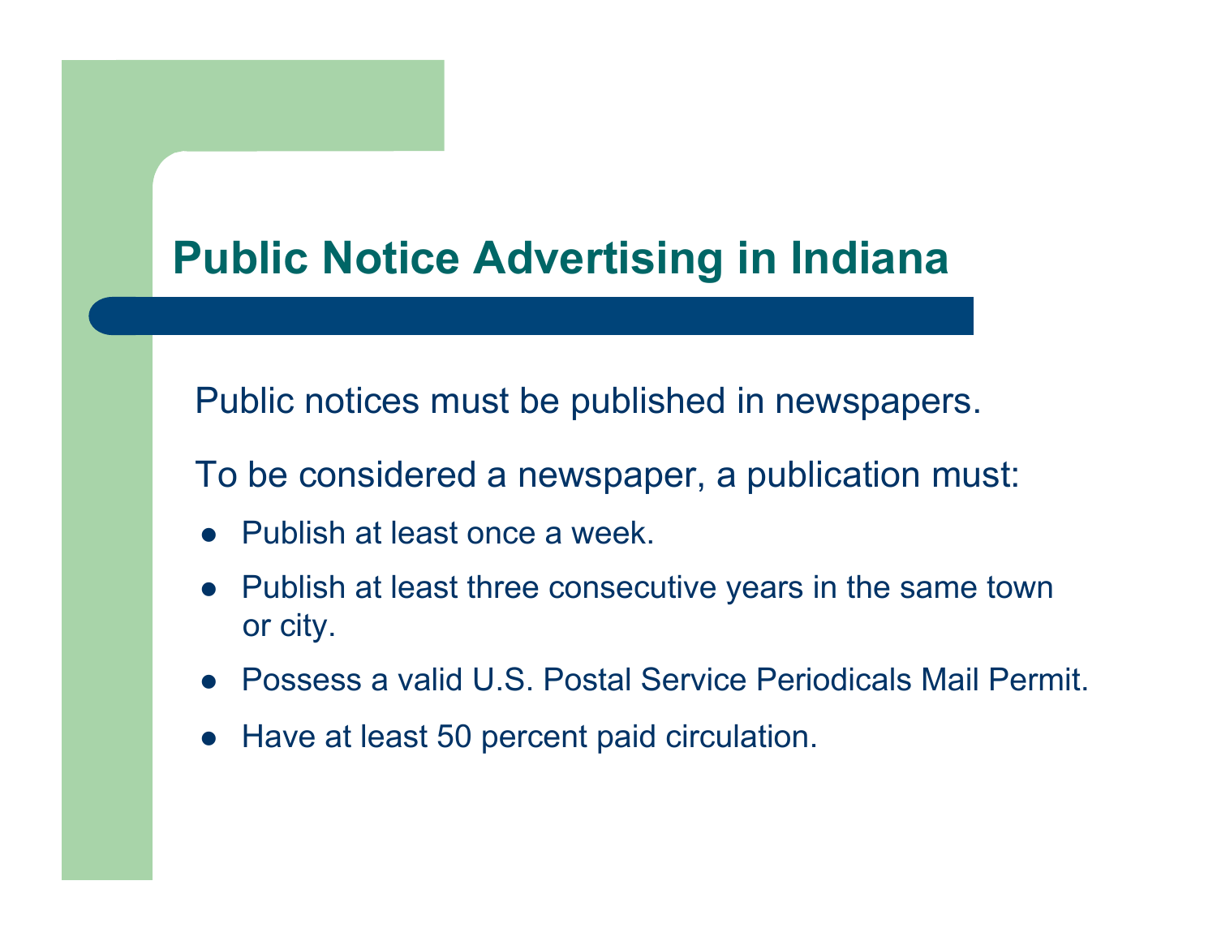# Public Notice Advertising in Indiana

Public notices must be published in newspapers.

To be considered a newspaper, a publication must:

- Publish at least once a week.
- Publish at least three consecutive years in the same town or city.
- Possess a valid U.S. Postal Service Periodicals Mail Permit.
- Have at least 50 percent paid circulation.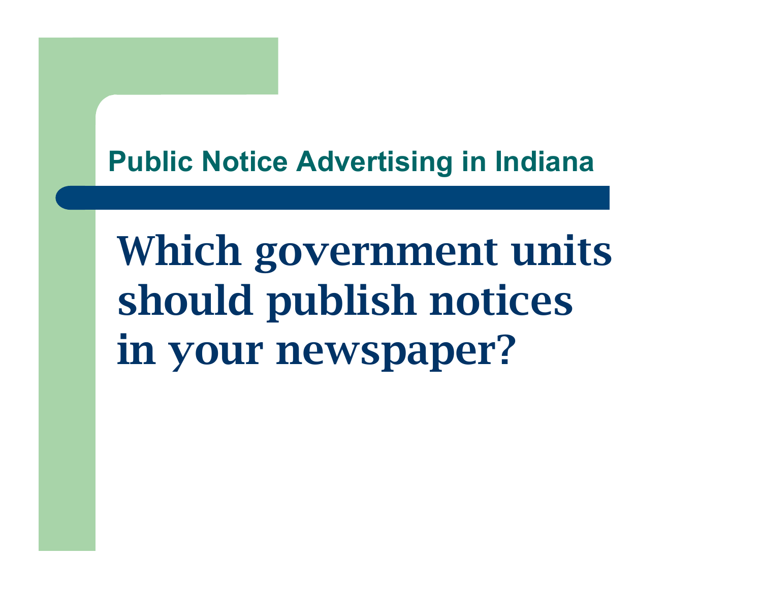## Public Notice Advertising in Indiana

# Which government units should publish notices in your newspaper?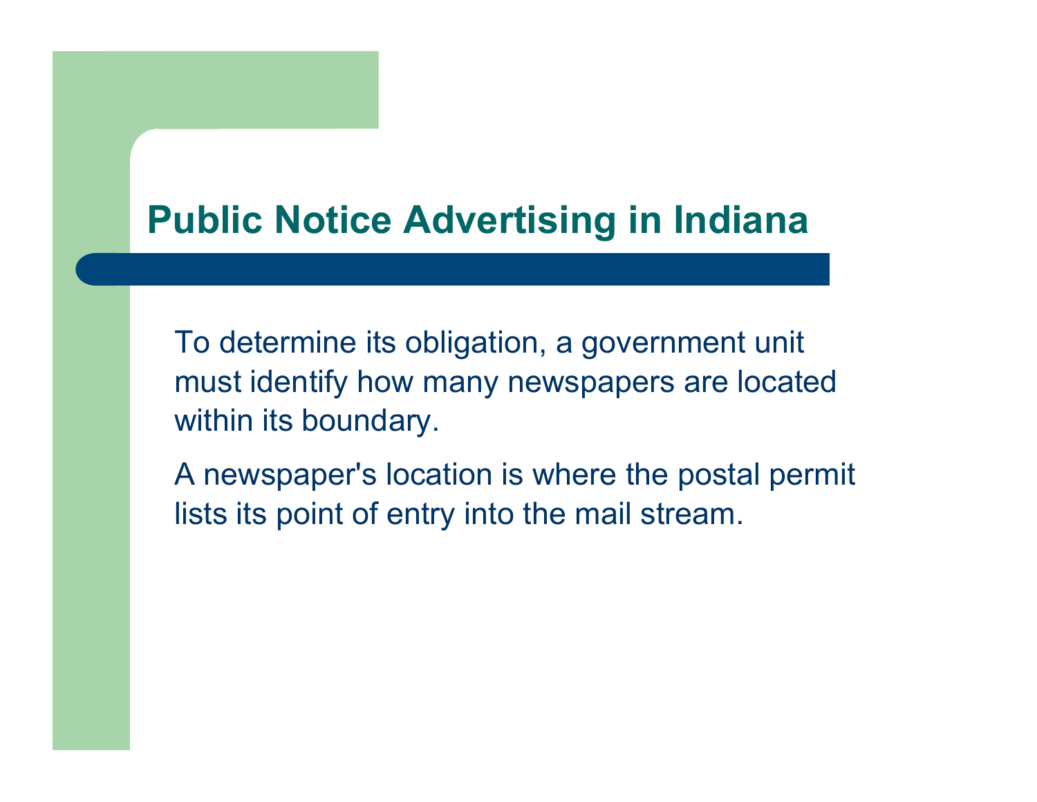# Public Notice Advertising in Indiana

To determine its obligation, a government unit must identify how many newspapers are located within its boundary.

A newspaper's location is where the postal permit lists its point of entry into the mail stream.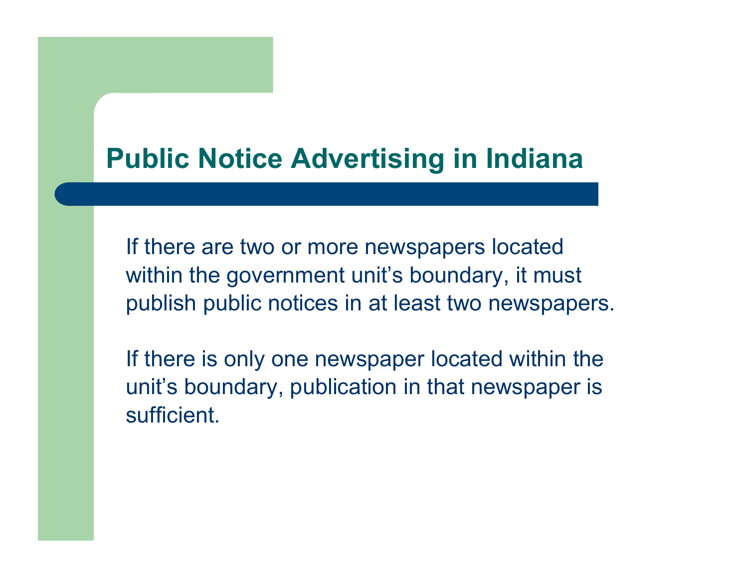# Public Notice Advertising in Indiana

If there are two or more newspapers located within the government unit's boundary, it must publish public notices in at least two newspapers.

If there is only one newspaper located within the unit's boundary, publication in that newspaper is sufficient.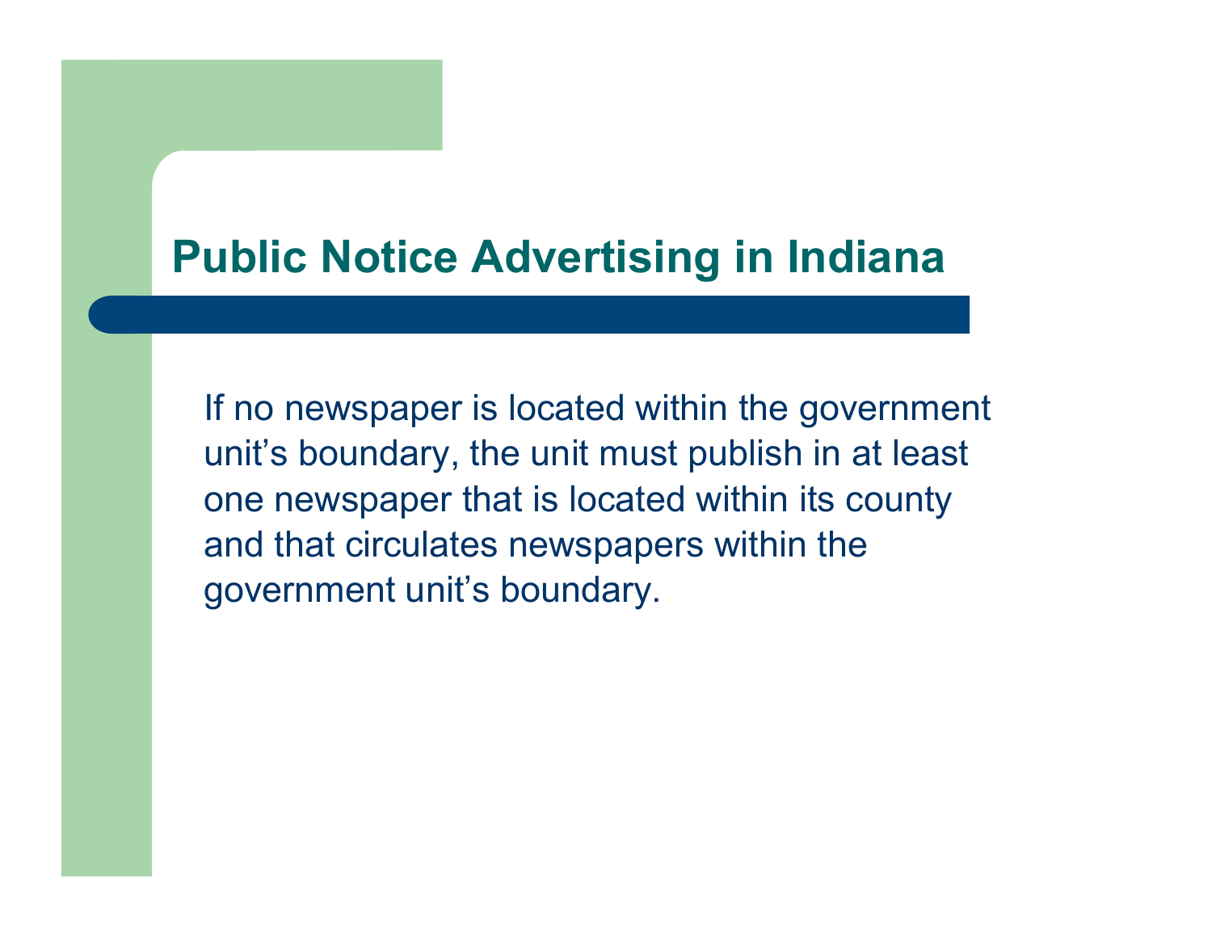# Public Notice Advertising in Indiana

If no newspaper is located within the government unit's boundary, the unit must publish in at least one newspaper that is located within its county and that circulates newspapers within the government unit's boundary.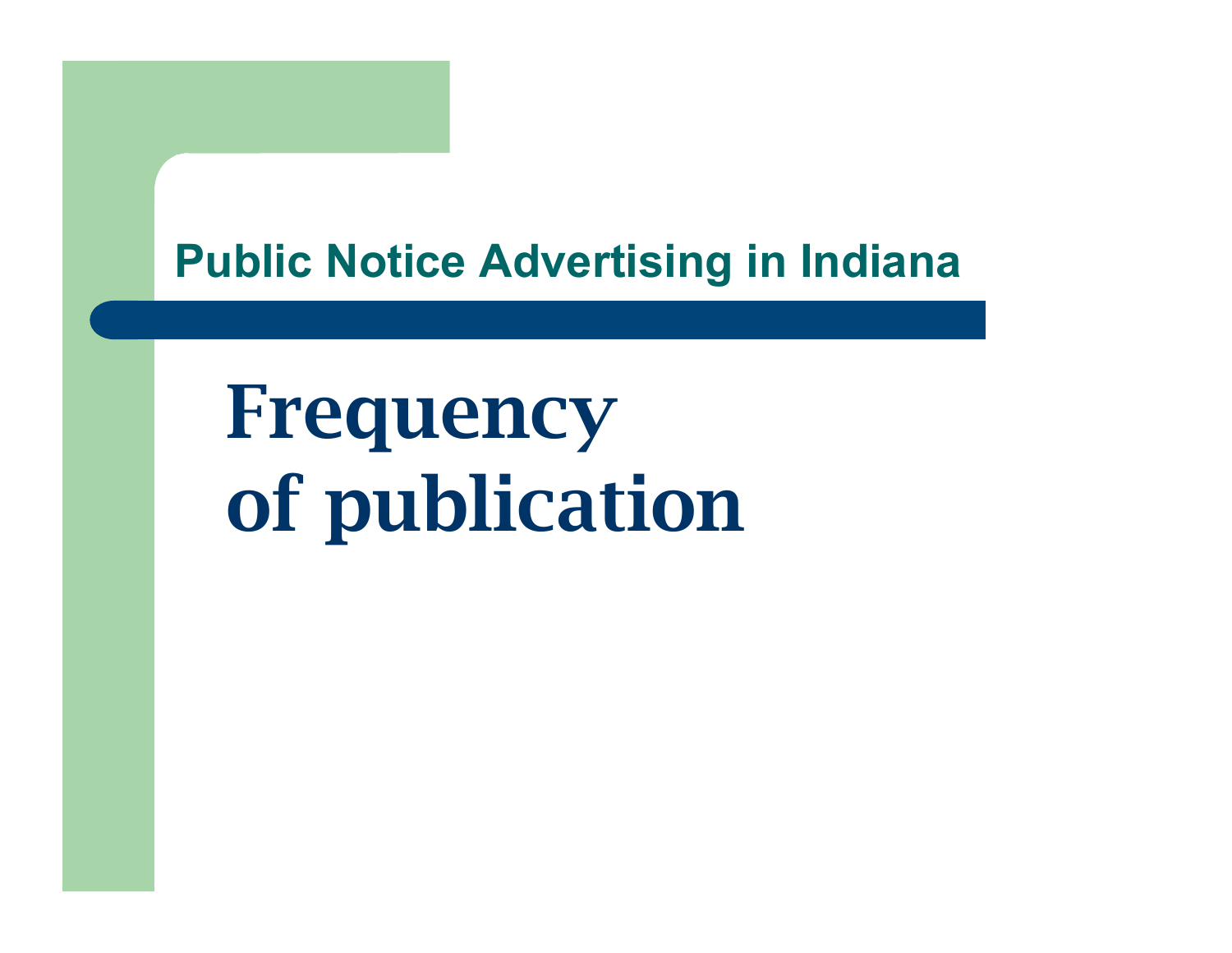# Frequency of publication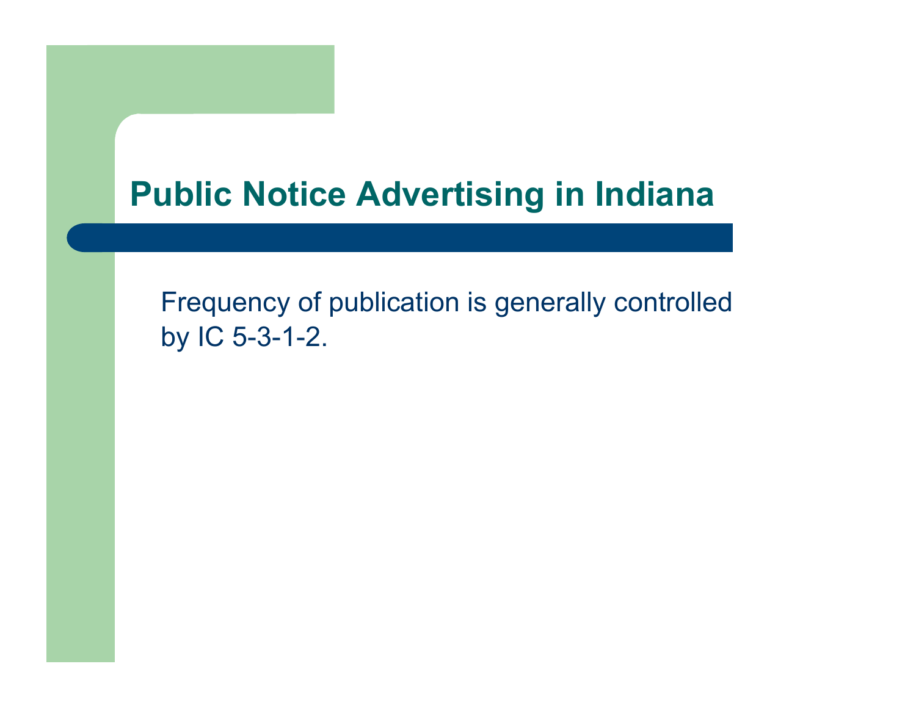# Public Notice Advertising in Indiana

Frequency of publication is generally controlled by IC 5-3-1-2.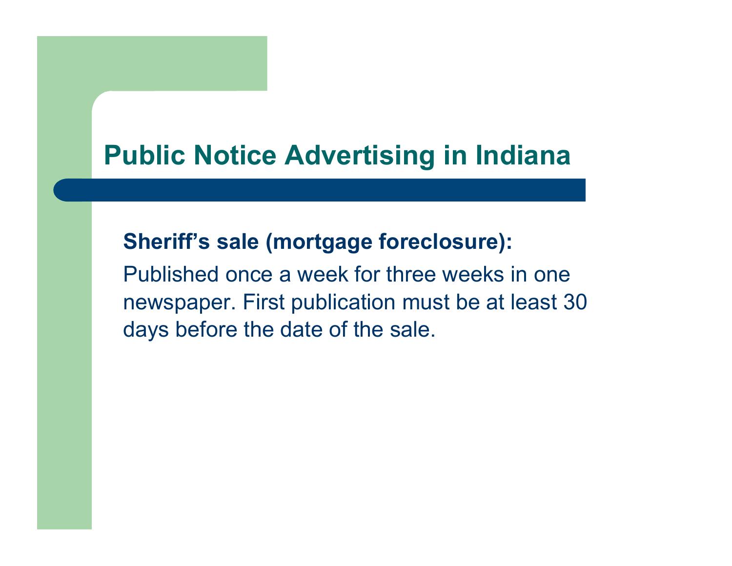# Public Notice Advertising in Indiana

**Sheriff's sale (mortgage foreclosure):**

Published once a week for three weeks in one newspaper. First publication must be at least 30 days before the date of the sale.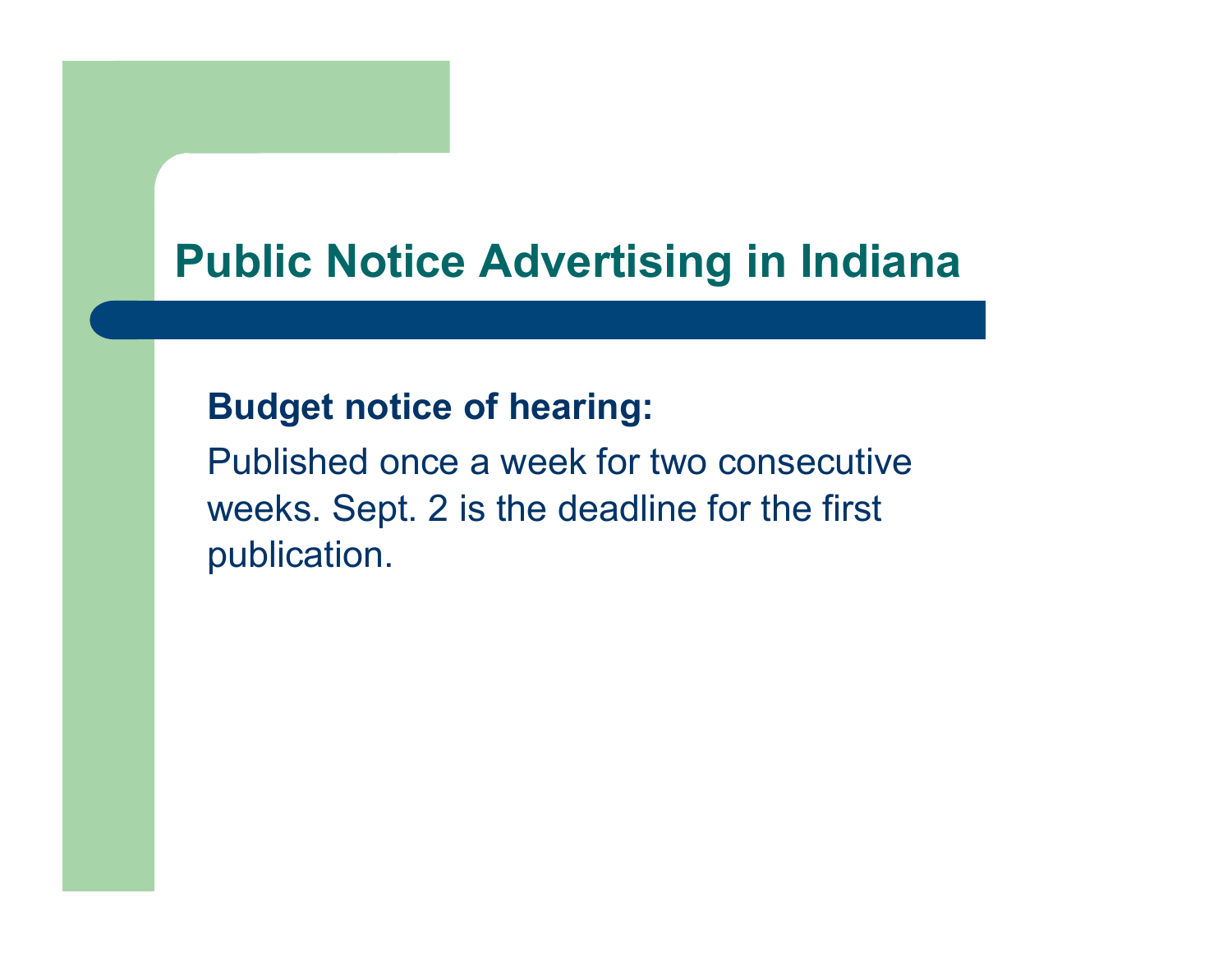# Public Notice Advertising in Indiana

**Budget notice of hearing:**

Published once a week for two consecutive weeks. Sept. 2 is the deadline for the first publication.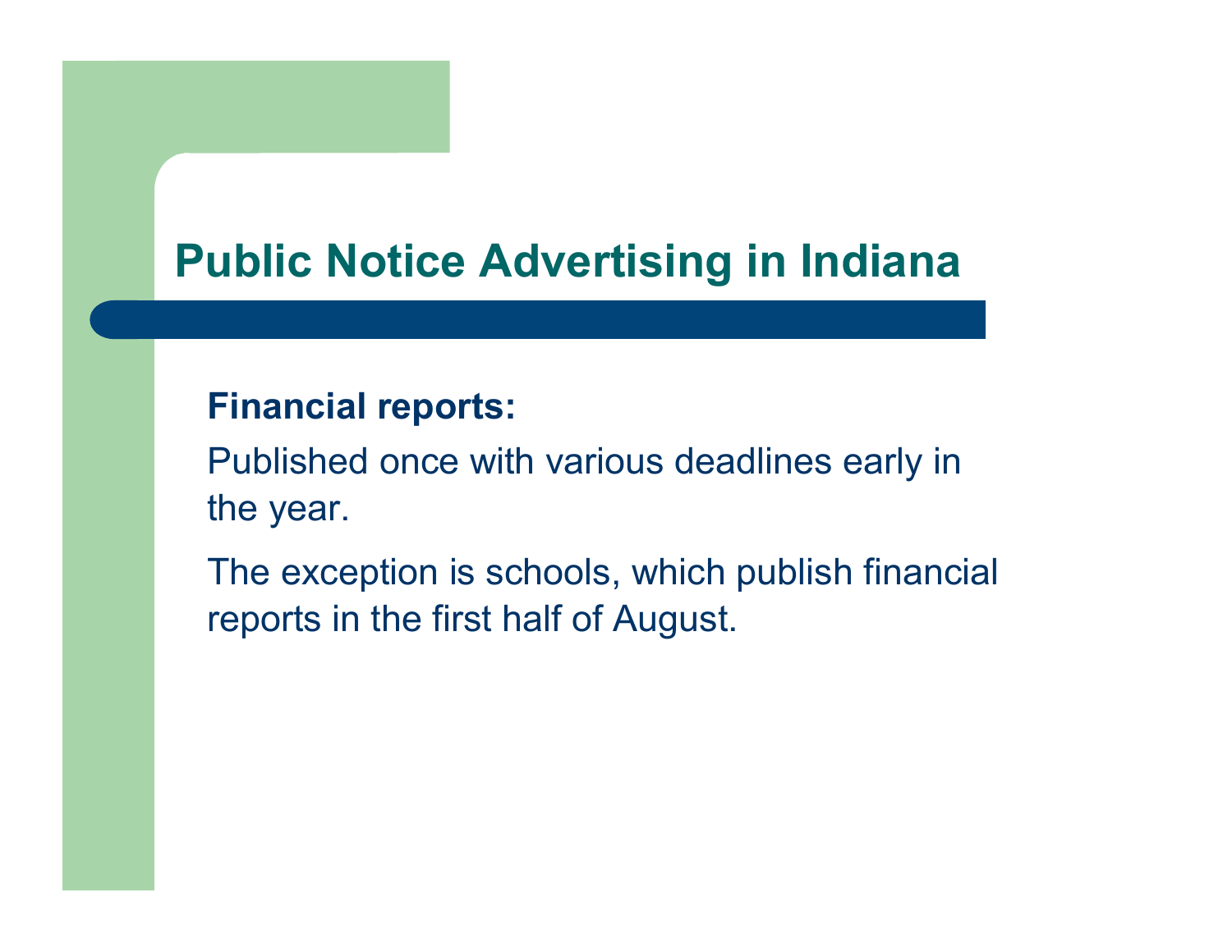# Public Notice Advertising in Indiana

**Financial reports:**

Published once with various deadlines early in the year.

The exception is schools, which publish financial reports in the first half of August.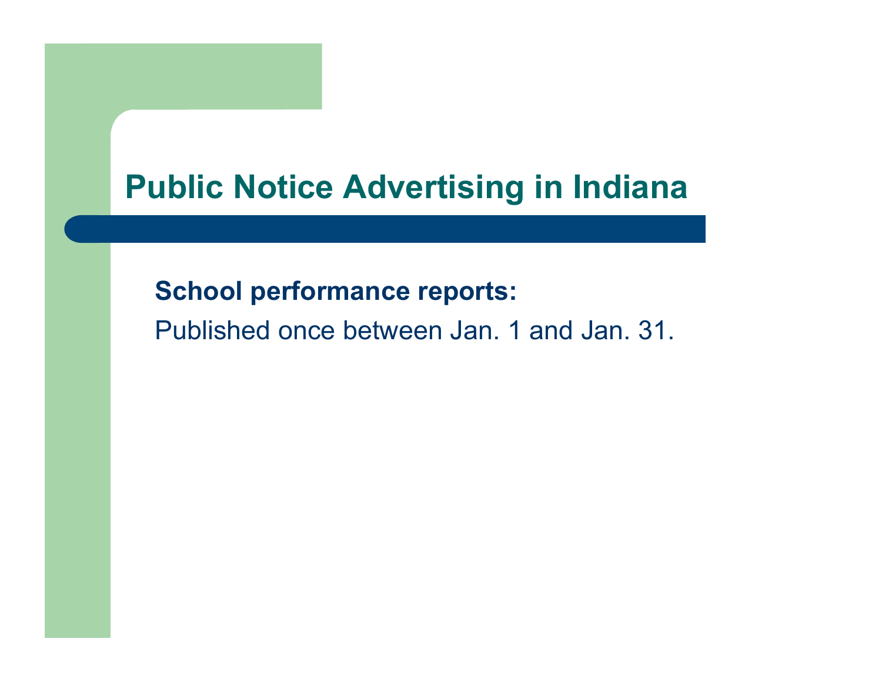# Public Notice Advertising in Indiana

**School performance reports:**

Published once between Jan. 1 and Jan. 31.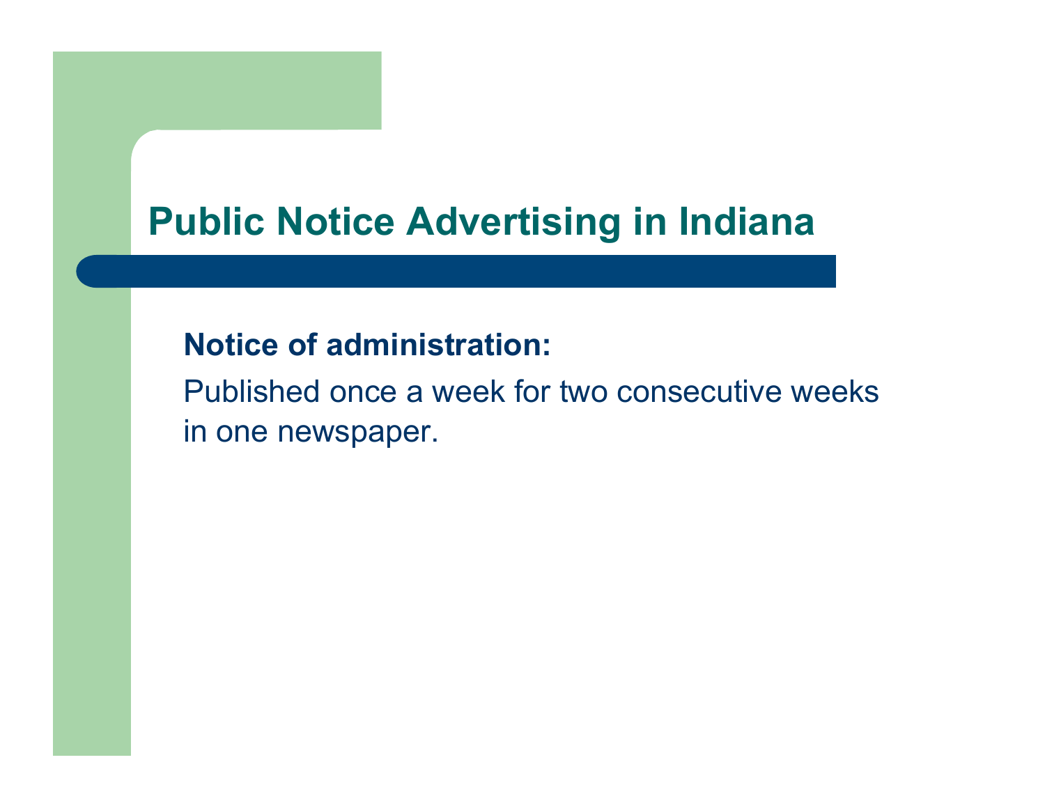# Public Notice Advertising in Indiana

**Notice of administration:**

Published once a week for two consecutive weeks in one newspaper.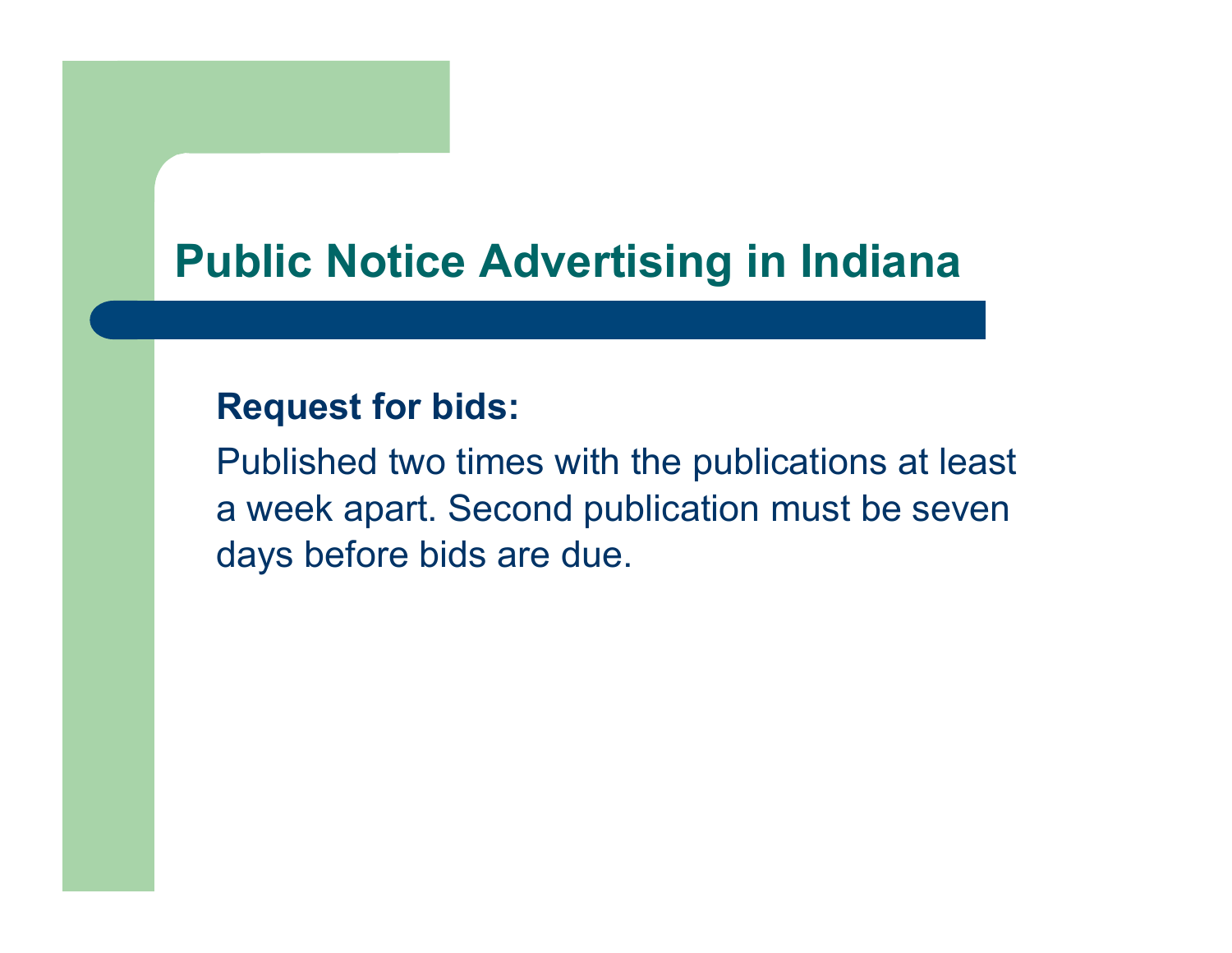# Public Notice Advertising in Indiana

**Request for bids:**

Published two times with the publications at least a week apart. Second publication must be seven days before bids are due.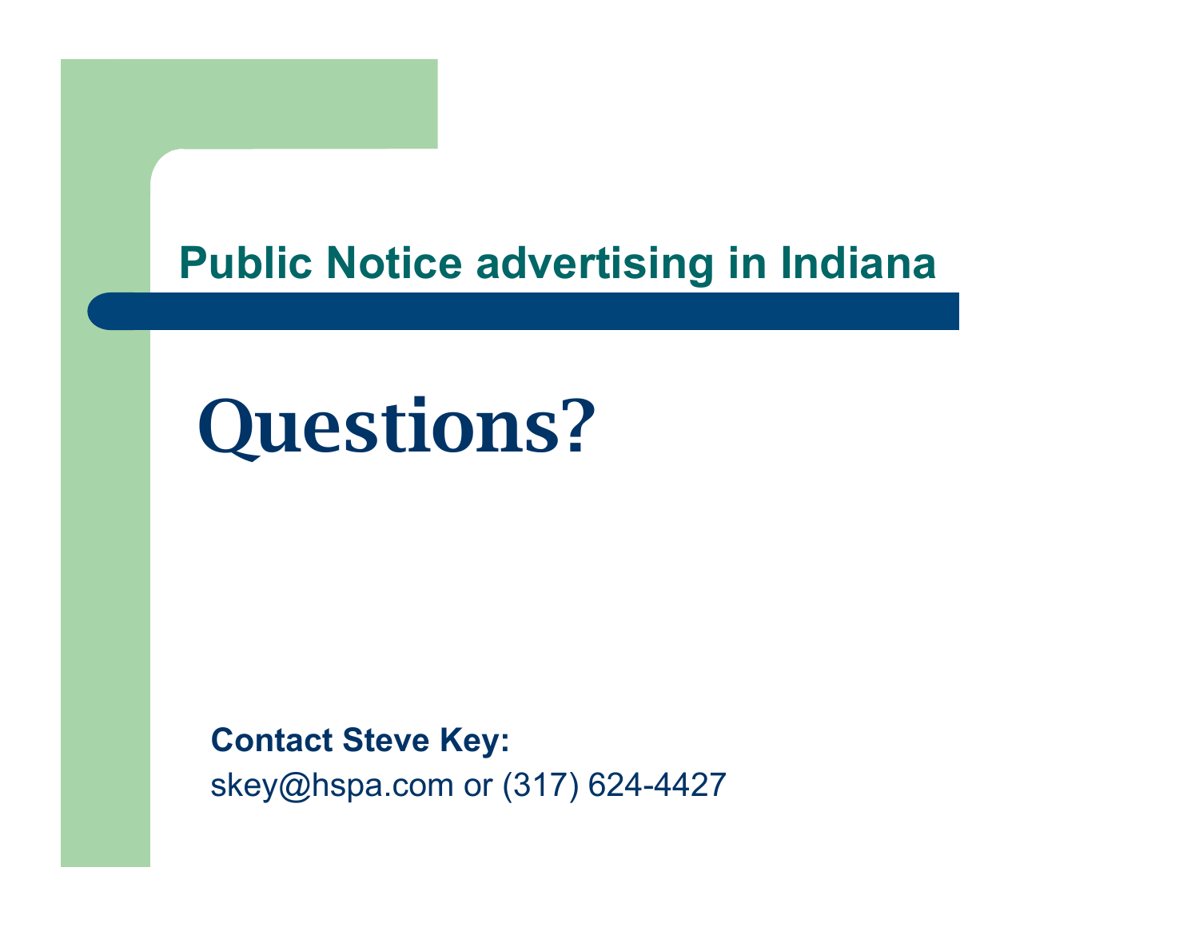## Public Notice advertising in Indiana

# Questions?

**Contact Steve Key:**

skey@hspa.com or (317) 624-4427